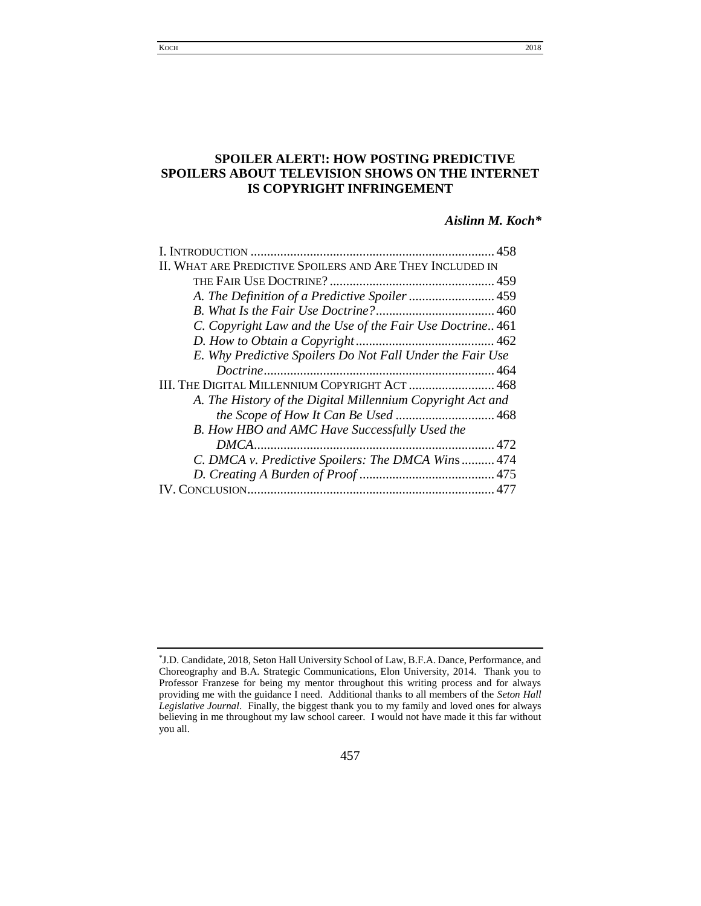# SPOILER ALERT!: HOW POSTING PREDICTIVE SPOILERS ABOUT TELEVISION SHOWS ON THE INTERNET IS COPYRIGHT INFRINGEMENT

***Aislinn M. Koch****

I. INTRODUCTION .......................................................................... 458
II. WHAT ARE PREDICTIVE SPOILERS AND ARE THEY INCLUDED IN THE FAIR USE DOCTRINE? .................................................. 459
- *A. The Definition of a Predictive Spoiler* .......................... 459
- *B. What Is the Fair Use Doctrine?* .................................... 460
- *C. Copyright Law and the Use of the Fair Use Doctrine*.. 461
- *D. How to Obtain a Copyright* .......................................... 462
- *E. Why Predictive Spoilers Do Not Fall Under the Fair Use Doctrine* ...................................................................... 464

III. THE DIGITAL MILLENNIUM COPYRIGHT ACT .......................... 468
- *A. The History of the Digital Millennium Copyright Act and the Scope of How It Can Be Used* .............................. 468
- *B. How HBO and AMC Have Successfully Used the DMCA* ......................................................................... 472
- *C. DMCA v. Predictive Spoilers: The DMCA Wins* .......... 474
- *D. Creating A Burden of Proof* ......................................... 475

IV. CONCLUSION........................................................................... 477

---

*J.D. Candidate, 2018, Seton Hall University School of Law, B.F.A. Dance, Performance, and Choreography and B.A. Strategic Communications, Elon University, 2014. Thank you to Professor Franzese for being my mentor throughout this writing process and for always providing me with the guidance I need. Additional thanks to all members of the *Seton Hall Legislative Journal*. Finally, the biggest thank you to my family and loved ones for always believing in me throughout my law school career. I would not have made it this far without you all.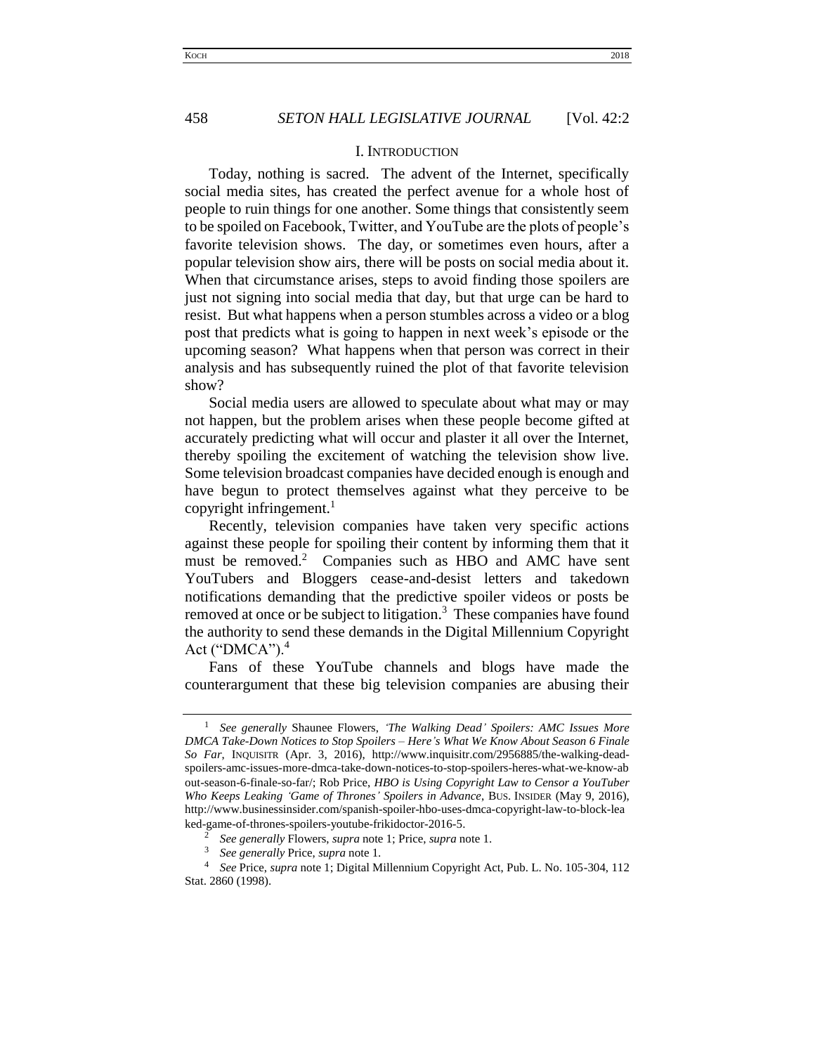## I. Introduction

Today, nothing is sacred. The advent of the Internet, specifically social media sites, has created the perfect avenue for a whole host of people to ruin things for one another. Some things that consistently seem to be spoiled on Facebook, Twitter, and YouTube are the plots of people's favorite television shows. The day, or sometimes even hours, after a popular television show airs, there will be posts on social media about it. When that circumstance arises, steps to avoid finding those spoilers are just not signing into social media that day, but that urge can be hard to resist. But what happens when a person stumbles across a video or a blog post that predicts what is going to happen in next week's episode or the upcoming season? What happens when that person was correct in their analysis and has subsequently ruined the plot of that favorite television show?

Social media users are allowed to speculate about what may or may not happen, but the problem arises when these people become gifted at accurately predicting what will occur and plaster it all over the Internet, thereby spoiling the excitement of watching the television show live. Some television broadcast companies have decided enough is enough and have begun to protect themselves against what they perceive to be copyright infringement.[1]

Recently, television companies have taken very specific actions against these people for spoiling their content by informing them that it must be removed.[2] Companies such as HBO and AMC have sent YouTubers and Bloggers cease-and-desist letters and takedown notifications demanding that the predictive spoiler videos or posts be removed at once or be subject to litigation.[3] These companies have found the authority to send these demands in the Digital Millennium Copyright Act ("DMCA").[4]

Fans of these YouTube channels and blogs have made the counterargument that these big television companies are abusing their

---

[1] *See generally* Shaunee Flowers, *'The Walking Dead' Spoilers: AMC Issues More DMCA Take-Down Notices to Stop Spoilers – Here's What We Know About Season 6 Finale So Far*, INQUISITR (Apr. 3, 2016), http://www.inquisitr.com/2956885/the-walking-dead-spoilers-amc-issues-more-dmca-take-down-notices-to-stop-spoilers-heres-what-we-know-about-season-6-finale-so-far/; Rob Price, *HBO is Using Copyright Law to Censor a YouTuber Who Keeps Leaking 'Game of Thrones' Spoilers in Advance*, BUS. INSIDER (May 9, 2016), http://www.businessinsider.com/spanish-spoiler-hbo-uses-dmca-copyright-law-to-block-leaked-game-of-thrones-spoilers-youtube-frikidoctor-2016-5.

[2] *See generally* Flowers, *supra* note 1; Price, *supra* note 1.

[3] *See generally* Price, *supra* note 1.

[4] *See* Price, *supra* note 1; Digital Millennium Copyright Act, Pub. L. No. 105-304, 112 Stat. 2860 (1998).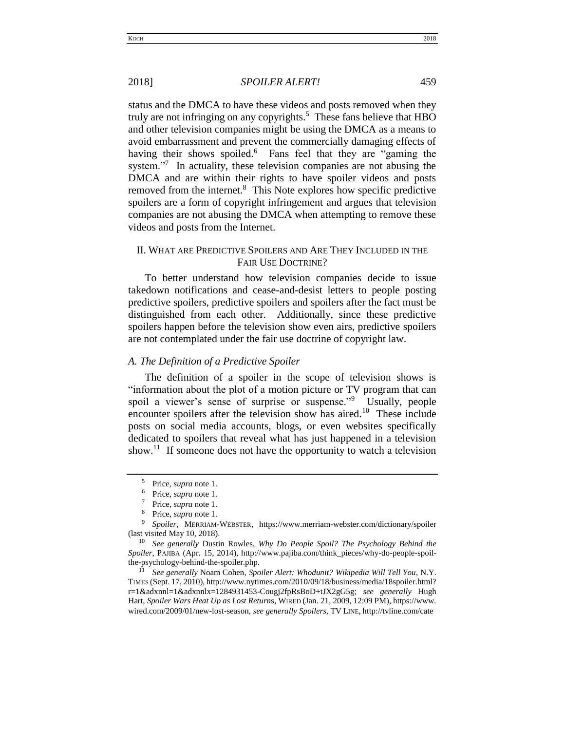status and the DMCA to have these videos and posts removed when they truly are not infringing on any copyrights.[5] These fans believe that HBO and other television companies might be using the DMCA as a means to avoid embarrassment and prevent the commercially damaging effects of having their shows spoiled.[6] Fans feel that they are "gaming the system."[7] In actuality, these television companies are not abusing the DMCA and are within their rights to have spoiler videos and posts removed from the internet.[8] This Note explores how specific predictive spoilers are a form of copyright infringement and argues that television companies are not abusing the DMCA when attempting to remove these videos and posts from the Internet.

## II. What are Predictive Spoilers and Are They Included in the Fair Use Doctrine?

To better understand how television companies decide to issue takedown notifications and cease-and-desist letters to people posting predictive spoilers, predictive spoilers and spoilers after the fact must be distinguished from each other. Additionally, since these predictive spoilers happen before the television show even airs, predictive spoilers are not contemplated under the fair use doctrine of copyright law.

### *A. The Definition of a Predictive Spoiler*

The definition of a spoiler in the scope of television shows is "information about the plot of a motion picture or TV program that can spoil a viewer's sense of surprise or suspense."[9] Usually, people encounter spoilers after the television show has aired.[10] These include posts on social media accounts, blogs, or even websites specifically dedicated to spoilers that reveal what has just happened in a television show.[11] If someone does not have the opportunity to watch a television

---

[5] Price, *supra* note 1.

[6] Price, *supra* note 1.

[7] Price, *supra* note 1.

[8] Price, *supra* note 1.

[9] *Spoiler*, MERRIAM-WEBSTER, https://www.merriam-webster.com/dictionary/spoiler (last visited May 10, 2018).

[10] *See generally* Dustin Rowles, *Why Do People Spoil? The Psychology Behind the Spoiler*, PAJIBA (Apr. 15, 2014), http://www.pajiba.com/think_pieces/why-do-people-spoil-the-psychology-behind-the-spoiler.php.

[11] *See generally* Noam Cohen, *Spoiler Alert: Whodunit? Wikipedia Will Tell You*, N.Y. TIMES (Sept. 17, 2010), http://www.nytimes.com/2010/09/18/business/media/18spoiler.html?r=1&adxnnl=1&adxnnlx=1284931453-Cougj2fpRsBoD+tJX2gG5g; *see generally* Hugh Hart, *Spoiler Wars Heat Up as Lost Returns*, WIRED (Jan. 21, 2009, 12:09 PM), https://www.wired.com/2009/01/new-lost-season, *see generally Spoilers*, TV LINE, http://tvline.com/cate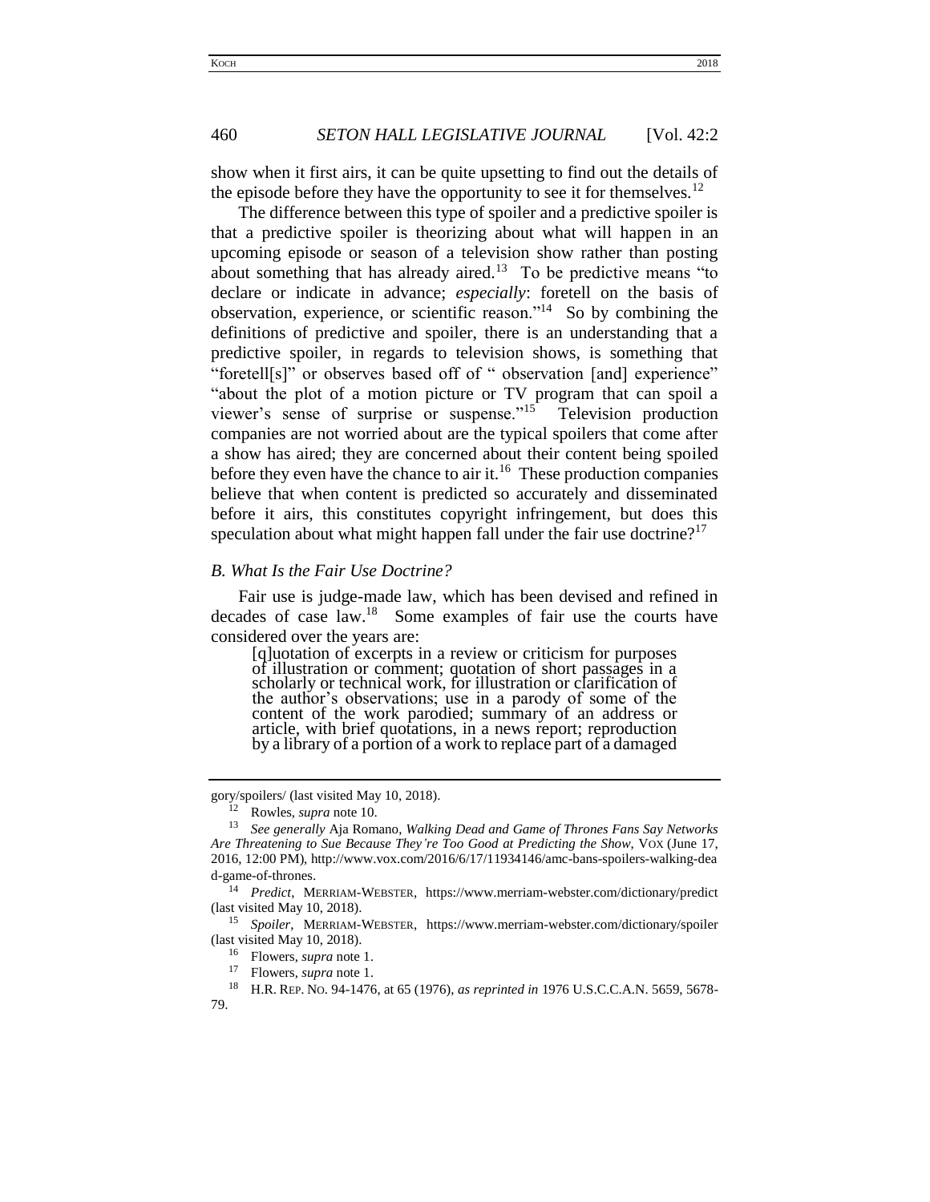show when it first airs, it can be quite upsetting to find out the details of the episode before they have the opportunity to see it for themselves.[12]

The difference between this type of spoiler and a predictive spoiler is that a predictive spoiler is theorizing about what will happen in an upcoming episode or season of a television show rather than posting about something that has already aired.[13] To be predictive means "to declare or indicate in advance; *especially*: foretell on the basis of observation, experience, or scientific reason."[14] So by combining the definitions of predictive and spoiler, there is an understanding that a predictive spoiler, in regards to television shows, is something that "foretell[s]" or observes based off of " observation [and] experience" "about the plot of a motion picture or TV program that can spoil a viewer's sense of surprise or suspense."[15] Television production companies are not worried about are the typical spoilers that come after a show has aired; they are concerned about their content being spoiled before they even have the chance to air it.[16] These production companies believe that when content is predicted so accurately and disseminated before it airs, this constitutes copyright infringement, but does this speculation about what might happen fall under the fair use doctrine?[17]

### *B. What Is the Fair Use Doctrine?*

Fair use is judge-made law, which has been devised and refined in decades of case law.[18] Some examples of fair use the courts have considered over the years are:

> [q]uotation of excerpts in a review or criticism for purposes of illustration or comment; quotation of short passages in a scholarly or technical work, for illustration or clarification of the author's observations; use in a parody of some of the content of the work parodied; summary of an address or article, with brief quotations, in a news report; reproduction by a library of a portion of a work to replace part of a damaged

---

gory/spoilers/ (last visited May 10, 2018).

[12] Rowles, *supra* note 10.

[13] *See generally* Aja Romano, *Walking Dead and Game of Thrones Fans Say Networks Are Threatening to Sue Because They're Too Good at Predicting the Show*, VOX (June 17, 2016, 12:00 PM), http://www.vox.com/2016/6/17/11934146/amc-bans-spoilers-walking-dead-game-of-thrones.

[14] *Predict*, MERRIAM-WEBSTER, https://www.merriam-webster.com/dictionary/predict (last visited May 10, 2018).

[15] *Spoiler*, MERRIAM-WEBSTER, https://www.merriam-webster.com/dictionary/spoiler (last visited May 10, 2018).

[16] Flowers, *supra* note 1.

[17] Flowers, *supra* note 1.

[18] H.R. REP. NO. 94-1476, at 65 (1976), *as reprinted in* 1976 U.S.C.C.A.N. 5659, 5678-79.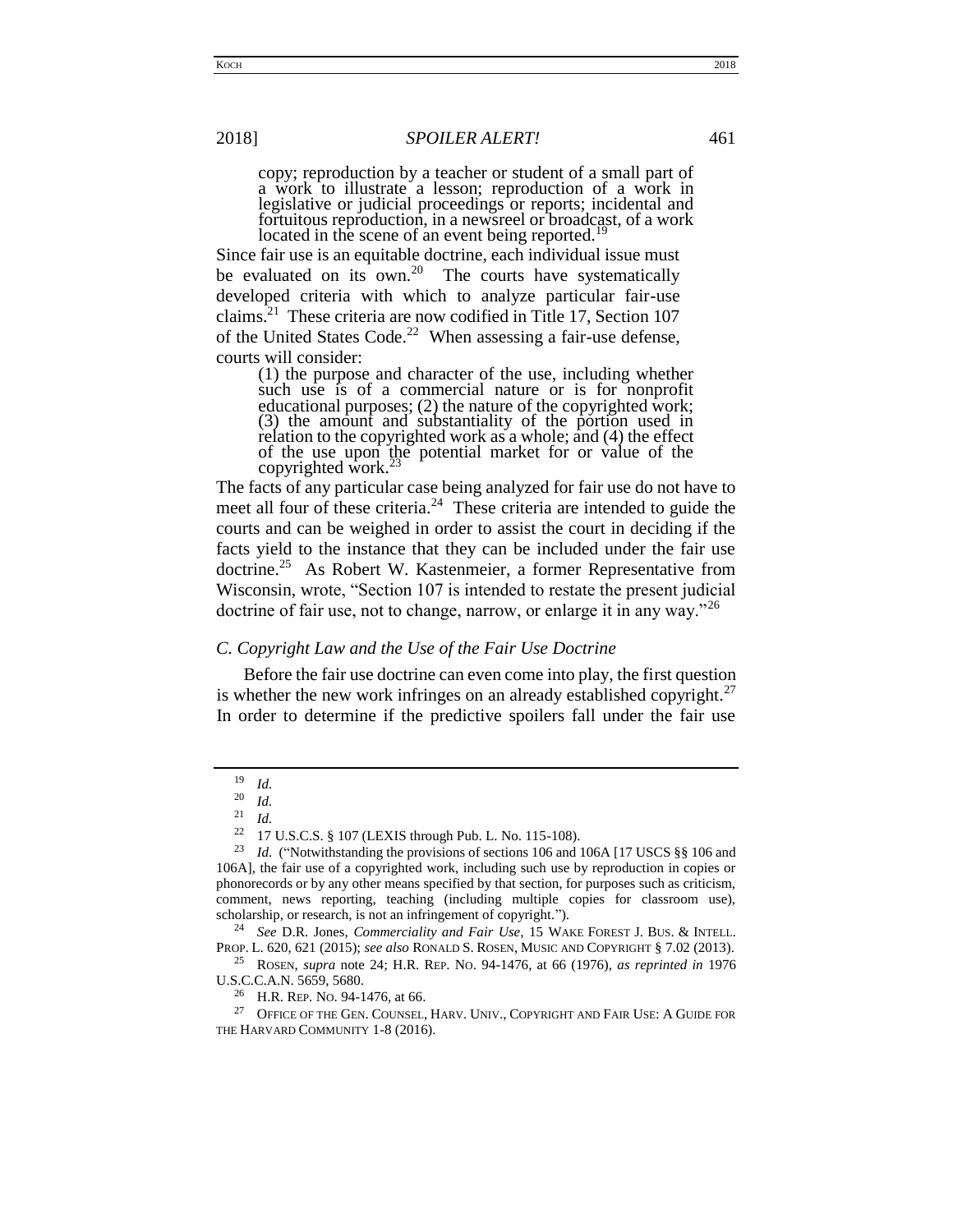> copy; reproduction by a teacher or student of a small part of a work to illustrate a lesson; reproduction of a work in legislative or judicial proceedings or reports; incidental and fortuitous reproduction, in a newsreel or broadcast, of a work located in the scene of an event being reported.[19]

Since fair use is an equitable doctrine, each individual issue must be evaluated on its own.[20] The courts have systematically developed criteria with which to analyze particular fair-use claims.[21] These criteria are now codified in Title 17, Section 107 of the United States Code.[22] When assessing a fair-use defense, courts will consider:

> (1) the purpose and character of the use, including whether such use is of a commercial nature or is for nonprofit educational purposes; (2) the nature of the copyrighted work; (3) the amount and substantiality of the portion used in relation to the copyrighted work as a whole; and (4) the effect of the use upon the potential market for or value of the copyrighted work.[23]

The facts of any particular case being analyzed for fair use do not have to meet all four of these criteria.[24] These criteria are intended to guide the courts and can be weighed in order to assist the court in deciding if the facts yield to the instance that they can be included under the fair use doctrine.[25] As Robert W. Kastenmeier, a former Representative from Wisconsin, wrote, "Section 107 is intended to restate the present judicial doctrine of fair use, not to change, narrow, or enlarge it in any way."[26]

### *C. Copyright Law and the Use of the Fair Use Doctrine*

Before the fair use doctrine can even come into play, the first question is whether the new work infringes on an already established copyright.[27] In order to determine if the predictive spoilers fall under the fair use

---

[19] *Id.*

[20] *Id.*

[21] *Id.*

[22] 17 U.S.C.S. § 107 (LEXIS through Pub. L. No. 115-108).

[23] *Id.* ("Notwithstanding the provisions of sections 106 and 106A [17 USCS §§ 106 and 106A], the fair use of a copyrighted work, including such use by reproduction in copies or phonorecords or by any other means specified by that section, for purposes such as criticism, comment, news reporting, teaching (including multiple copies for classroom use), scholarship, or research, is not an infringement of copyright.").

[24] *See* D.R. Jones, *Commerciality and Fair Use*, 15 WAKE FOREST J. BUS. & INTELL. PROP. L. 620, 621 (2015); *see also* RONALD S. ROSEN, MUSIC AND COPYRIGHT § 7.02 (2013).

[25] ROSEN, *supra* note 24; H.R. REP. NO. 94-1476, at 66 (1976), *as reprinted in* 1976 U.S.C.C.A.N. 5659, 5680.

[26] H.R. REP. NO. 94-1476, at 66.

[27] OFFICE OF THE GEN. COUNSEL, HARV. UNIV., COPYRIGHT AND FAIR USE: A GUIDE FOR THE HARVARD COMMUNITY 1-8 (2016).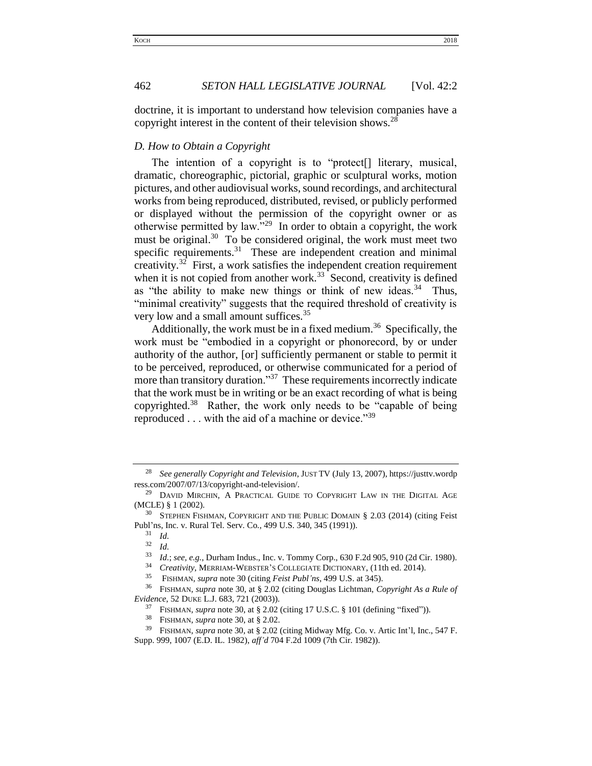doctrine, it is important to understand how television companies have a copyright interest in the content of their television shows.[28]

### *D. How to Obtain a Copyright*

The intention of a copyright is to "protect[] literary, musical, dramatic, choreographic, pictorial, graphic or sculptural works, motion pictures, and other audiovisual works, sound recordings, and architectural works from being reproduced, distributed, revised, or publicly performed or displayed without the permission of the copyright owner or as otherwise permitted by law."[29] In order to obtain a copyright, the work must be original.[30] To be considered original, the work must meet two specific requirements.[31] These are independent creation and minimal creativity.[32] First, a work satisfies the independent creation requirement when it is not copied from another work.[33] Second, creativity is defined as "the ability to make new things or think of new ideas.[34] Thus, "minimal creativity" suggests that the required threshold of creativity is very low and a small amount suffices.[35]

Additionally, the work must be in a fixed medium.[36] Specifically, the work must be "embodied in a copyright or phonorecord, by or under authority of the author, [or] sufficiently permanent or stable to permit it to be perceived, reproduced, or otherwise communicated for a period of more than transitory duration."[37] These requirements incorrectly indicate that the work must be in writing or be an exact recording of what is being copyrighted.[38] Rather, the work only needs to be "capable of being reproduced . . . with the aid of a machine or device."[39]

---

[28] *See generally Copyright and Television*, JUST TV (July 13, 2007), https://justtv.wordpress.com/2007/07/13/copyright-and-television/.

[29] DAVID MIRCHIN, A PRACTICAL GUIDE TO COPYRIGHT LAW IN THE DIGITAL AGE (MCLE) § 1 (2002).

[30] STEPHEN FISHMAN, COPYRIGHT AND THE PUBLIC DOMAIN § 2.03 (2014) (citing Feist Publ'ns, Inc. v. Rural Tel. Serv. Co., 499 U.S. 340, 345 (1991)).

[31] *Id.*

[32] *Id.*

[33] *Id.*; *see, e.g.*, Durham Indus., Inc. v. Tommy Corp., 630 F.2d 905, 910 (2d Cir. 1980).

[34] *Creativity*, MERRIAM-WEBSTER'S COLLEGIATE DICTIONARY, (11th ed. 2014).

[35] FISHMAN, *supra* note 30 (citing *Feist Publ'ns*, 499 U.S. at 345).

[36] FISHMAN, *supra* note 30, at § 2.02 (citing Douglas Lichtman, *Copyright As a Rule of Evidence*, 52 DUKE L.J. 683, 721 (2003)).

[37] FISHMAN, *supra* note 30, at § 2.02 (citing 17 U.S.C. § 101 (defining "fixed")).

[38] FISHMAN, *supra* note 30, at § 2.02.

[39] FISHMAN, *supra* note 30, at § 2.02 (citing Midway Mfg. Co. v. Artic Int'l, Inc., 547 F. Supp. 999, 1007 (E.D. IL. 1982), *aff'd* 704 F.2d 1009 (7th Cir. 1982)).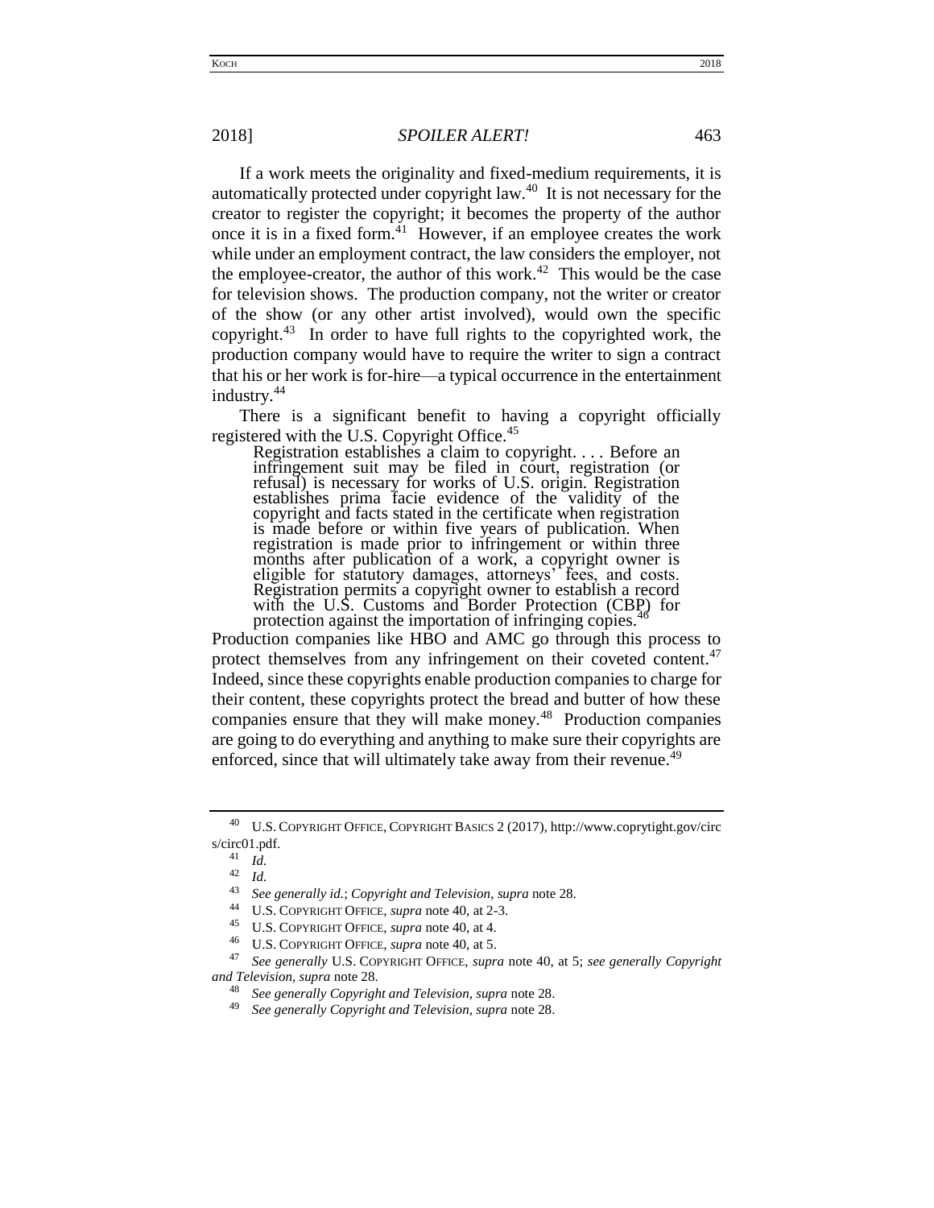If a work meets the originality and fixed-medium requirements, it is automatically protected under copyright law.[40] It is not necessary for the creator to register the copyright; it becomes the property of the author once it is in a fixed form.[41] However, if an employee creates the work while under an employment contract, the law considers the employer, not the employee-creator, the author of this work.[42] This would be the case for television shows. The production company, not the writer or creator of the show (or any other artist involved), would own the specific copyright.[43] In order to have full rights to the copyrighted work, the production company would have to require the writer to sign a contract that his or her work is for-hire—a typical occurrence in the entertainment industry.[44]

There is a significant benefit to having a copyright officially registered with the U.S. Copyright Office.[45]

> Registration establishes a claim to copyright. . . . Before an infringement suit may be filed in court, registration (or refusal) is necessary for works of U.S. origin. Registration establishes prima facie evidence of the validity of the copyright and facts stated in the certificate when registration is made before or within five years of publication. When registration is made prior to infringement or within three months after publication of a work, a copyright owner is eligible for statutory damages, attorneys' fees, and costs. Registration permits a copyright owner to establish a record with the U.S. Customs and Border Protection (CBP) for protection against the importation of infringing copies.[46]

Production companies like HBO and AMC go through this process to protect themselves from any infringement on their coveted content.[47] Indeed, since these copyrights enable production companies to charge for their content, these copyrights protect the bread and butter of how these companies ensure that they will make money.[48] Production companies are going to do everything and anything to make sure their copyrights are enforced, since that will ultimately take away from their revenue.[49]

---

[40] U.S. COPYRIGHT OFFICE, COPYRIGHT BASICS 2 (2017), http://www.coprytight.gov/circs/circ01.pdf.

[41] *Id.*

[42] *Id.*

[43] *See generally id.*; *Copyright and Television*, *supra* note 28.

[44] U.S. COPYRIGHT OFFICE, *supra* note 40, at 2-3.

[45] U.S. COPYRIGHT OFFICE, *supra* note 40, at 4.

[46] U.S. COPYRIGHT OFFICE, *supra* note 40, at 5.

[47] *See generally* U.S. COPYRIGHT OFFICE, *supra* note 40, at 5; *see generally Copyright and Television*, *supra* note 28.

[48] *See generally Copyright and Television*, *supra* note 28.

[49] *See generally Copyright and Television*, *supra* note 28.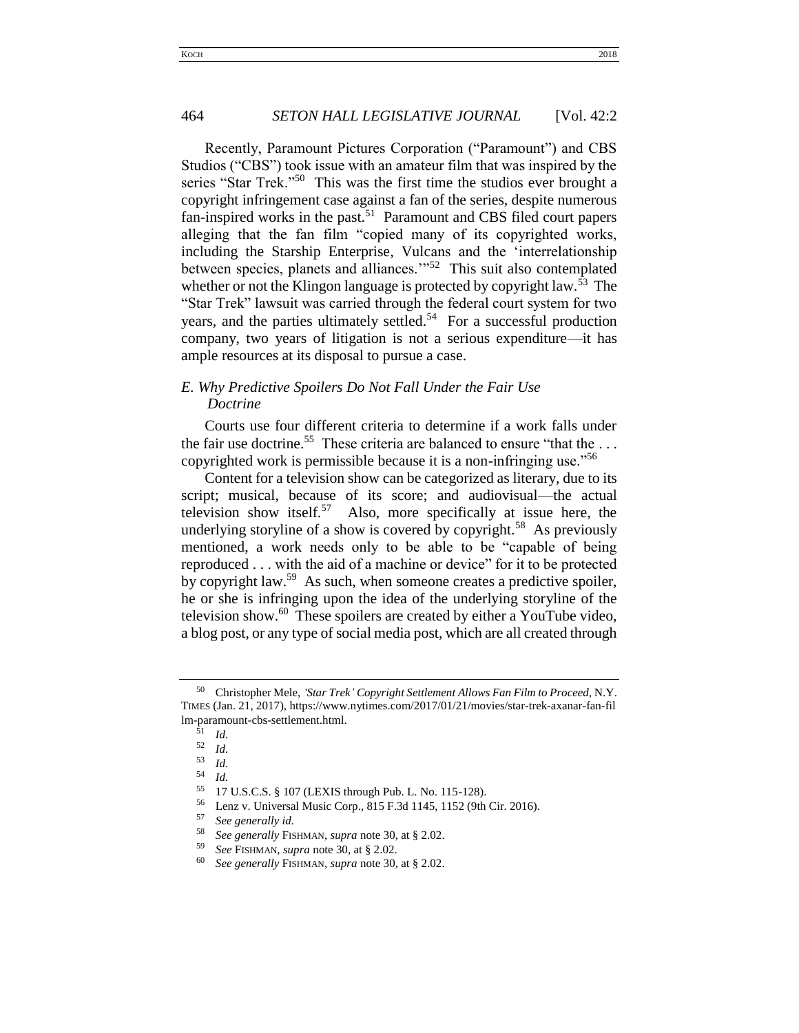Recently, Paramount Pictures Corporation ("Paramount") and CBS Studios ("CBS") took issue with an amateur film that was inspired by the series "Star Trek."[50] This was the first time the studios ever brought a copyright infringement case against a fan of the series, despite numerous fan-inspired works in the past.[51] Paramount and CBS filed court papers alleging that the fan film "copied many of its copyrighted works, including the Starship Enterprise, Vulcans and the 'interrelationship between species, planets and alliances.'"[52] This suit also contemplated whether or not the Klingon language is protected by copyright law.[53] The "Star Trek" lawsuit was carried through the federal court system for two years, and the parties ultimately settled.[54] For a successful production company, two years of litigation is not a serious expenditure—it has ample resources at its disposal to pursue a case.

### *E. Why Predictive Spoilers Do Not Fall Under the Fair Use Doctrine*

Courts use four different criteria to determine if a work falls under the fair use doctrine.[55] These criteria are balanced to ensure "that the . . . copyrighted work is permissible because it is a non-infringing use."[56]

Content for a television show can be categorized as literary, due to its script; musical, because of its score; and audiovisual—the actual television show itself.[57] Also, more specifically at issue here, the underlying storyline of a show is covered by copyright.[58] As previously mentioned, a work needs only to be able to be "capable of being reproduced . . . with the aid of a machine or device" for it to be protected by copyright law.[59] As such, when someone creates a predictive spoiler, he or she is infringing upon the idea of the underlying storyline of the television show.[60] These spoilers are created by either a YouTube video, a blog post, or any type of social media post, which are all created through

---

50 Christopher Mele, *'Star Trek' Copyright Settlement Allows Fan Film to Proceed*, N.Y. TIMES (Jan. 21, 2017), https://www.nytimes.com/2017/01/21/movies/star-trek-axanar-fan-film-paramount-cbs-settlement.html.

51 *Id.*

52 *Id.*

53 *Id.*

54 *Id.*

55 17 U.S.C.S. § 107 (LEXIS through Pub. L. No. 115-128).

56 Lenz v. Universal Music Corp., 815 F.3d 1145, 1152 (9th Cir. 2016).

57 *See generally id.*

58 *See generally* FISHMAN, *supra* note 30, at § 2.02.

59 *See* FISHMAN, *supra* note 30, at § 2.02.

60 *See generally* FISHMAN, *supra* note 30, at § 2.02.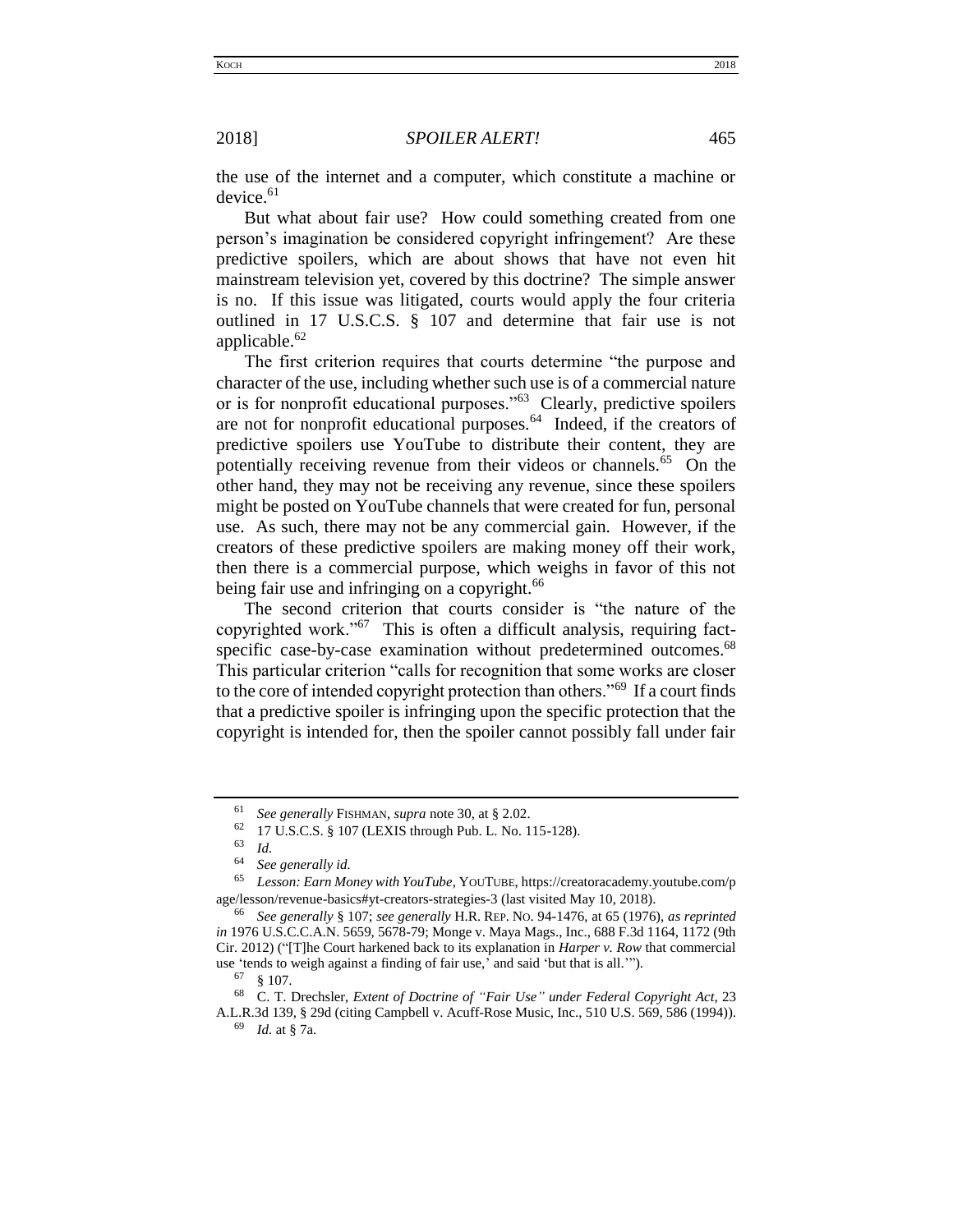the use of the internet and a computer, which constitute a machine or device.[61]

But what about fair use? How could something created from one person's imagination be considered copyright infringement? Are these predictive spoilers, which are about shows that have not even hit mainstream television yet, covered by this doctrine? The simple answer is no. If this issue was litigated, courts would apply the four criteria outlined in 17 U.S.C.S. § 107 and determine that fair use is not applicable.[62]

The first criterion requires that courts determine "the purpose and character of the use, including whether such use is of a commercial nature or is for nonprofit educational purposes."[63] Clearly, predictive spoilers are not for nonprofit educational purposes.[64] Indeed, if the creators of predictive spoilers use YouTube to distribute their content, they are potentially receiving revenue from their videos or channels.[65] On the other hand, they may not be receiving any revenue, since these spoilers might be posted on YouTube channels that were created for fun, personal use. As such, there may not be any commercial gain. However, if the creators of these predictive spoilers are making money off their work, then there is a commercial purpose, which weighs in favor of this not being fair use and infringing on a copyright.[66]

The second criterion that courts consider is "the nature of the copyrighted work."[67] This is often a difficult analysis, requiring fact-specific case-by-case examination without predetermined outcomes.[68] This particular criterion "calls for recognition that some works are closer to the core of intended copyright protection than others."[69] If a court finds that a predictive spoiler is infringing upon the specific protection that the copyright is intended for, then the spoiler cannot possibly fall under fair

---

[61] *See generally* FISHMAN, *supra* note 30, at § 2.02.

[62] 17 U.S.C.S. § 107 (LEXIS through Pub. L. No. 115-128).

[63] *Id.*

[64] *See generally id.*

[65] *Lesson: Earn Money with YouTube*, YOUTUBE, https://creatoracademy.youtube.com/page/lesson/revenue-basics#yt-creators-strategies-3 (last visited May 10, 2018).

[66] *See generally* § 107; *see generally* H.R. REP. NO. 94-1476, at 65 (1976), *as reprinted in* 1976 U.S.C.C.A.N. 5659, 5678-79; Monge v. Maya Mags., Inc., 688 F.3d 1164, 1172 (9th Cir. 2012) ("[T]he Court harkened back to its explanation in *Harper v. Row* that commercial use 'tends to weigh against a finding of fair use,' and said 'but that is all.'").

[67] § 107.

[68] C. T. Drechsler, *Extent of Doctrine of "Fair Use" under Federal Copyright Act*, 23 A.L.R.3d 139, § 29d (citing Campbell v. Acuff-Rose Music, Inc., 510 U.S. 569, 586 (1994)).

[69] *Id.* at § 7a.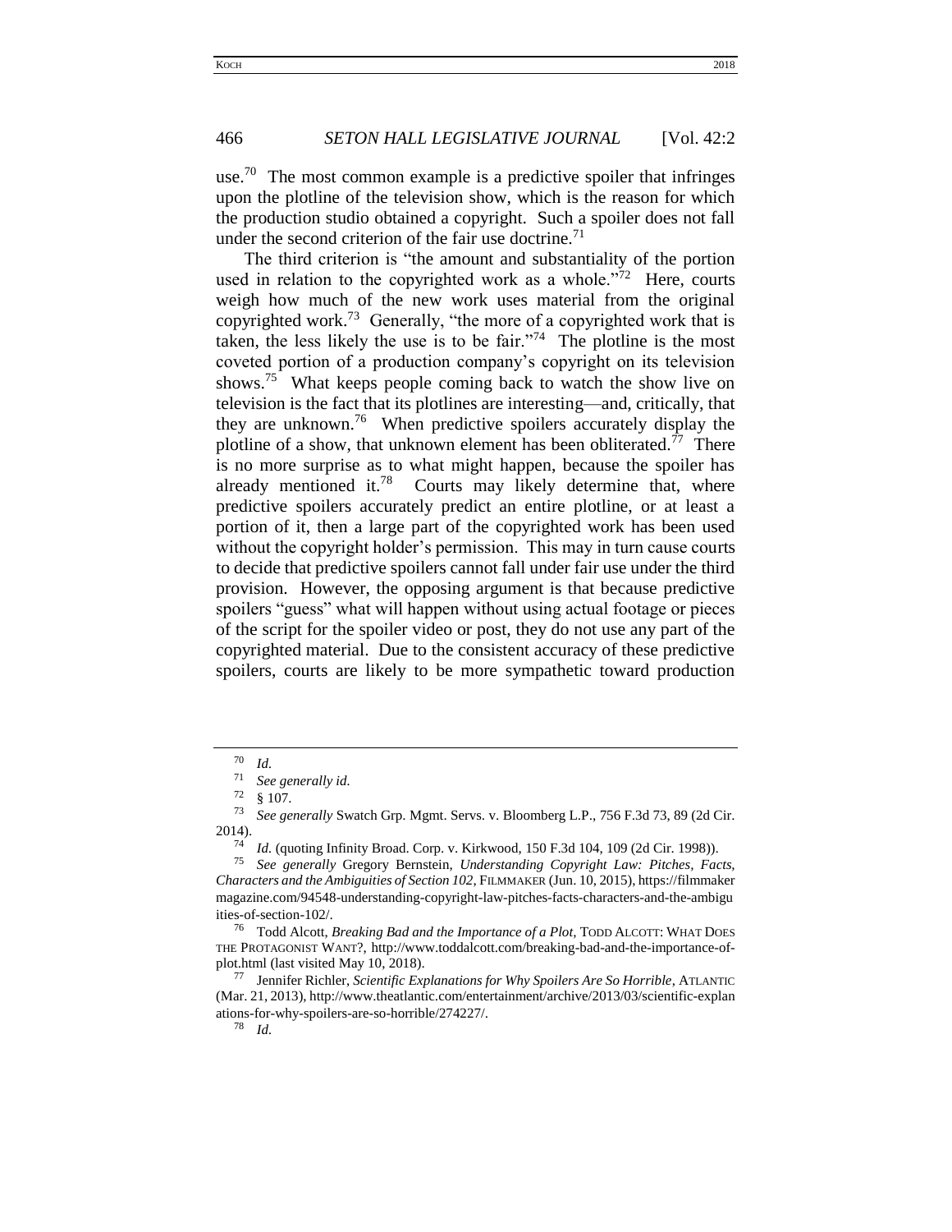use.[70] The most common example is a predictive spoiler that infringes upon the plotline of the television show, which is the reason for which the production studio obtained a copyright. Such a spoiler does not fall under the second criterion of the fair use doctrine.[71]

The third criterion is "the amount and substantiality of the portion used in relation to the copyrighted work as a whole."[72] Here, courts weigh how much of the new work uses material from the original copyrighted work.[73] Generally, "the more of a copyrighted work that is taken, the less likely the use is to be fair."[74] The plotline is the most coveted portion of a production company's copyright on its television shows.[75] What keeps people coming back to watch the show live on television is the fact that its plotlines are interesting—and, critically, that they are unknown.[76] When predictive spoilers accurately display the plotline of a show, that unknown element has been obliterated.[77] There is no more surprise as to what might happen, because the spoiler has already mentioned it.[78] Courts may likely determine that, where predictive spoilers accurately predict an entire plotline, or at least a portion of it, then a large part of the copyrighted work has been used without the copyright holder's permission. This may in turn cause courts to decide that predictive spoilers cannot fall under fair use under the third provision. However, the opposing argument is that because predictive spoilers "guess" what will happen without using actual footage or pieces of the script for the spoiler video or post, they do not use any part of the copyrighted material. Due to the consistent accuracy of these predictive spoilers, courts are likely to be more sympathetic toward production

---

[70] *Id.*

[71] *See generally id.*

[72] § 107.

[73] *See generally* Swatch Grp. Mgmt. Servs. v. Bloomberg L.P., 756 F.3d 73, 89 (2d Cir. 2014).

[74] *Id.* (quoting Infinity Broad. Corp. v. Kirkwood, 150 F.3d 104, 109 (2d Cir. 1998)).

[75] *See generally* Gregory Bernstein, *Understanding Copyright Law: Pitches, Facts, Characters and the Ambiguities of Section 102*, FILMMAKER (Jun. 10, 2015), https://filmmakermagazine.com/94548-understanding-copyright-law-pitches-facts-characters-and-the-ambiguities-of-section-102/.

[76] Todd Alcott, *Breaking Bad and the Importance of a Plot*, TODD ALCOTT: WHAT DOES THE PROTAGONIST WANT?, http://www.toddalcott.com/breaking-bad-and-the-importance-of-plot.html (last visited May 10, 2018).

[77] Jennifer Richler, *Scientific Explanations for Why Spoilers Are So Horrible*, ATLANTIC (Mar. 21, 2013), http://www.theatlantic.com/entertainment/archive/2013/03/scientific-explanations-for-why-spoilers-are-so-horrible/274227/.

[78] *Id.*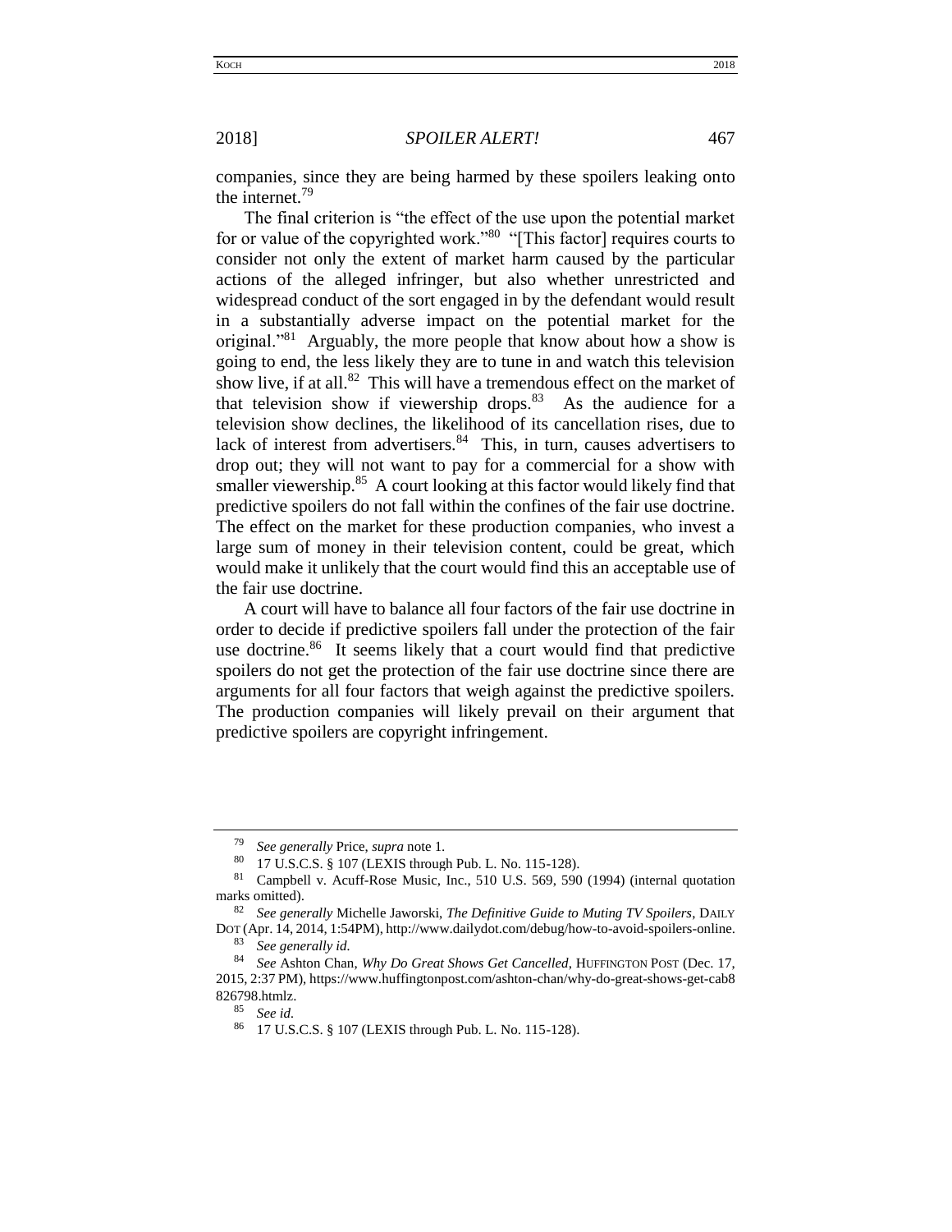companies, since they are being harmed by these spoilers leaking onto the internet.[79]

The final criterion is "the effect of the use upon the potential market for or value of the copyrighted work."[80] "[This factor] requires courts to consider not only the extent of market harm caused by the particular actions of the alleged infringer, but also whether unrestricted and widespread conduct of the sort engaged in by the defendant would result in a substantially adverse impact on the potential market for the original."[81] Arguably, the more people that know about how a show is going to end, the less likely they are to tune in and watch this television show live, if at all.[82] This will have a tremendous effect on the market of that television show if viewership drops.[83] As the audience for a television show declines, the likelihood of its cancellation rises, due to lack of interest from advertisers.[84] This, in turn, causes advertisers to drop out; they will not want to pay for a commercial for a show with smaller viewership.[85] A court looking at this factor would likely find that predictive spoilers do not fall within the confines of the fair use doctrine. The effect on the market for these production companies, who invest a large sum of money in their television content, could be great, which would make it unlikely that the court would find this an acceptable use of the fair use doctrine.

A court will have to balance all four factors of the fair use doctrine in order to decide if predictive spoilers fall under the protection of the fair use doctrine.[86] It seems likely that a court would find that predictive spoilers do not get the protection of the fair use doctrine since there are arguments for all four factors that weigh against the predictive spoilers. The production companies will likely prevail on their argument that predictive spoilers are copyright infringement.

---

[79] *See generally* Price, *supra* note 1.

[80] 17 U.S.C.S. § 107 (LEXIS through Pub. L. No. 115-128).

[81] Campbell v. Acuff-Rose Music, Inc., 510 U.S. 569, 590 (1994) (internal quotation marks omitted).

[82] *See generally* Michelle Jaworski, *The Definitive Guide to Muting TV Spoilers*, DAILY DOT (Apr. 14, 2014, 1:54PM), http://www.dailydot.com/debug/how-to-avoid-spoilers-online.

[83] *See generally id.*

[84] *See* Ashton Chan, *Why Do Great Shows Get Cancelled*, HUFFINGTON POST (Dec. 17, 2015, 2:37 PM), https://www.huffingtonpost.com/ashton-chan/why-do-great-shows-get-cab8826798.htmlz.

[85] *See id.*

[86] 17 U.S.C.S. § 107 (LEXIS through Pub. L. No. 115-128).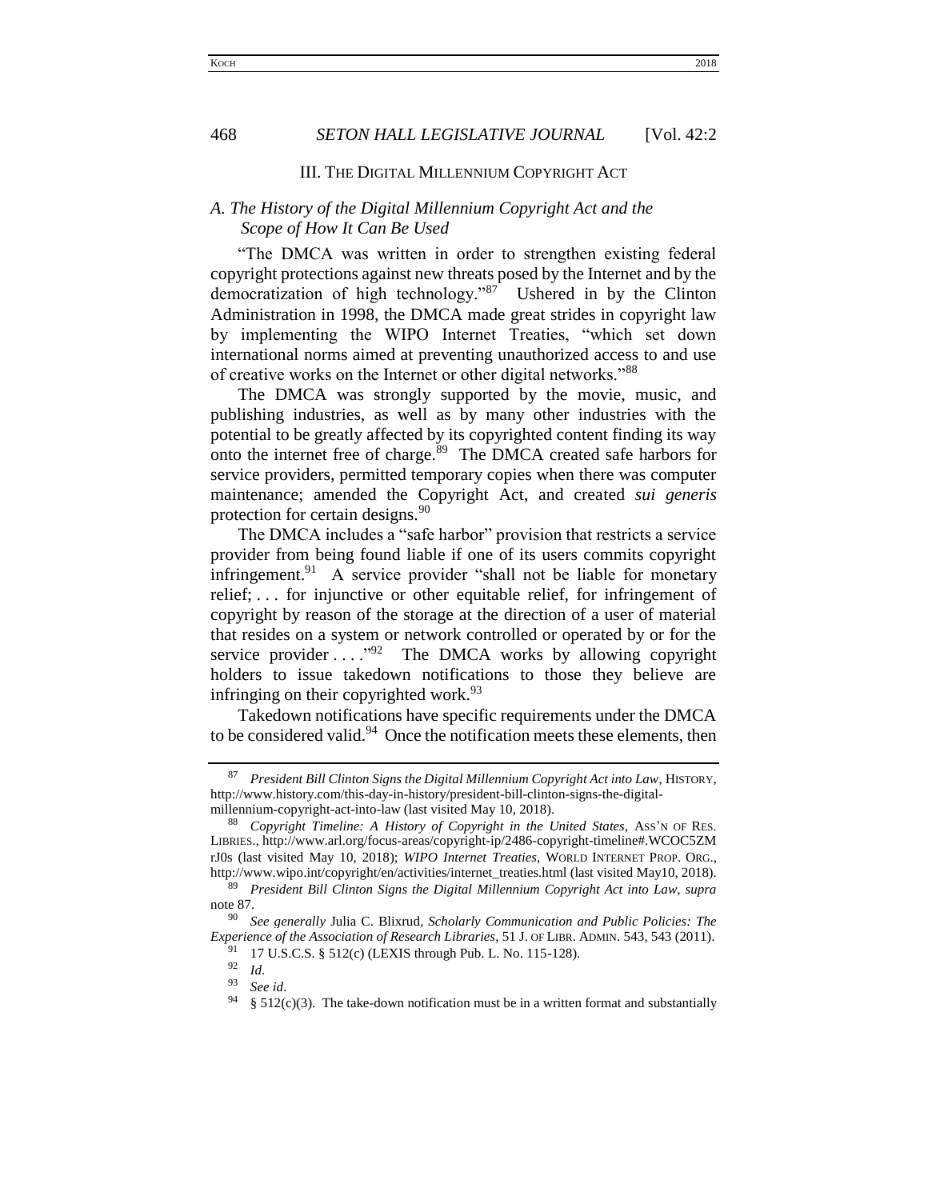## III. The Digital Millennium Copyright Act

### *A. The History of the Digital Millennium Copyright Act and the Scope of How It Can Be Used*

"The DMCA was written in order to strengthen existing federal copyright protections against new threats posed by the Internet and by the democratization of high technology."[87] Ushered in by the Clinton Administration in 1998, the DMCA made great strides in copyright law by implementing the WIPO Internet Treaties, "which set down international norms aimed at preventing unauthorized access to and use of creative works on the Internet or other digital networks."[88]

The DMCA was strongly supported by the movie, music, and publishing industries, as well as by many other industries with the potential to be greatly affected by its copyrighted content finding its way onto the internet free of charge.[89] The DMCA created safe harbors for service providers, permitted temporary copies when there was computer maintenance; amended the Copyright Act, and created *sui generis* protection for certain designs.[90]

The DMCA includes a "safe harbor" provision that restricts a service provider from being found liable if one of its users commits copyright infringement.[91] A service provider "shall not be liable for monetary relief; . . . for injunctive or other equitable relief, for infringement of copyright by reason of the storage at the direction of a user of material that resides on a system or network controlled or operated by or for the service provider . . . ."[92] The DMCA works by allowing copyright holders to issue takedown notifications to those they believe are infringing on their copyrighted work.[93]

Takedown notifications have specific requirements under the DMCA to be considered valid.[94] Once the notification meets these elements, then

---

[87] *President Bill Clinton Signs the Digital Millennium Copyright Act into Law*, History, http://www.history.com/this-day-in-history/president-bill-clinton-signs-the-digital-millennium-copyright-act-into-law (last visited May 10, 2018).

[88] *Copyright Timeline: A History of Copyright in the United States*, Ass'n of Res. Libries., http://www.arl.org/focus-areas/copyright-ip/2486-copyright-timeline#.WCOC5ZMrJ0s (last visited May 10, 2018); *WIPO Internet Treaties*, World Internet Prop. Org., http://www.wipo.int/copyright/en/activities/internet_treaties.html (last visited May10, 2018).

[89] *President Bill Clinton Signs the Digital Millennium Copyright Act into Law*, *supra* note 87.

[90] *See generally* Julia C. Blixrud, *Scholarly Communication and Public Policies: The Experience of the Association of Research Libraries*, 51 J. of Libr. Admin. 543, 543 (2011).

[91] 17 U.S.C.S. § 512(c) (LEXIS through Pub. L. No. 115-128).

[92] *Id.*

[93] *See id*.

[94] § 512(c)(3). The take-down notification must be in a written format and substantially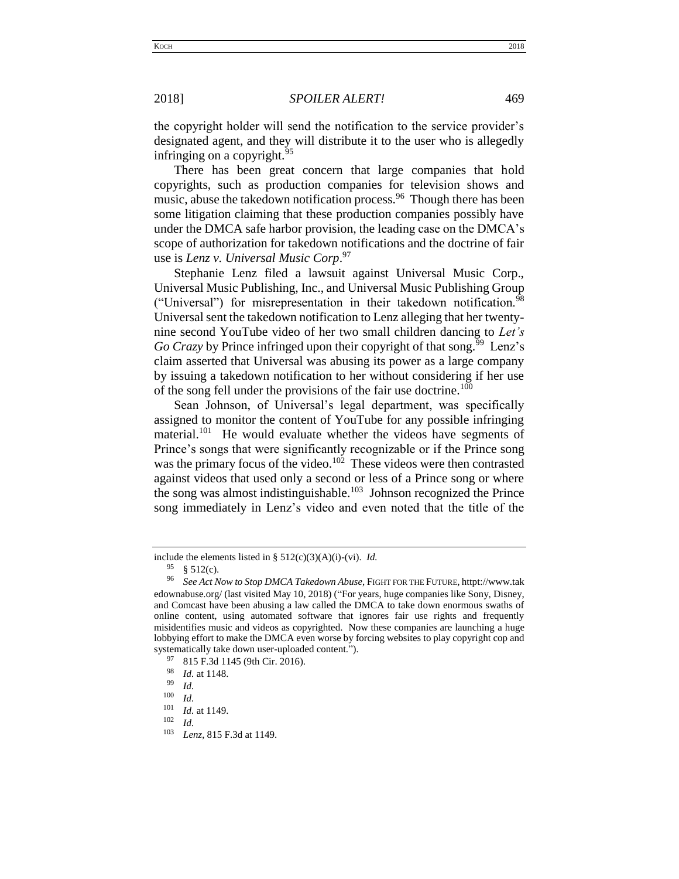the copyright holder will send the notification to the service provider's designated agent, and they will distribute it to the user who is allegedly infringing on a copyright.[95]

There has been great concern that large companies that hold copyrights, such as production companies for television shows and music, abuse the takedown notification process.[96] Though there has been some litigation claiming that these production companies possibly have under the DMCA safe harbor provision, the leading case on the DMCA's scope of authorization for takedown notifications and the doctrine of fair use is *Lenz v. Universal Music Corp*.[97]

Stephanie Lenz filed a lawsuit against Universal Music Corp., Universal Music Publishing, Inc., and Universal Music Publishing Group ("Universal") for misrepresentation in their takedown notification.[98] Universal sent the takedown notification to Lenz alleging that her twenty-nine second YouTube video of her two small children dancing to *Let's Go Crazy* by Prince infringed upon their copyright of that song.[99] Lenz's claim asserted that Universal was abusing its power as a large company by issuing a takedown notification to her without considering if her use of the song fell under the provisions of the fair use doctrine.[100]

Sean Johnson, of Universal's legal department, was specifically assigned to monitor the content of YouTube for any possible infringing material.[101] He would evaluate whether the videos have segments of Prince's songs that were significantly recognizable or if the Prince song was the primary focus of the video.[102] These videos were then contrasted against videos that used only a second or less of a Prince song or where the song was almost indistinguishable.[103] Johnson recognized the Prince song immediately in Lenz's video and even noted that the title of the

---

include the elements listed in § 512(c)(3)(A)(i)-(vi). *Id.*

[95] § 512(c).

[96] *See Act Now to Stop DMCA Takedown Abuse*, FIGHT FOR THE FUTURE, httpt://www.takedownabuse.org/ (last visited May 10, 2018) ("For years, huge companies like Sony, Disney, and Comcast have been abusing a law called the DMCA to take down enormous swaths of online content, using automated software that ignores fair use rights and frequently misidentifies music and videos as copyrighted. Now these companies are launching a huge lobbying effort to make the DMCA even worse by forcing websites to play copyright cop and systematically take down user-uploaded content.").

[97] 815 F.3d 1145 (9th Cir. 2016).

[98] *Id.* at 1148.

[99] *Id.*

[100] *Id.*

[101] *Id.* at 1149.

[102] *Id.*

[103] *Lenz*, 815 F.3d at 1149.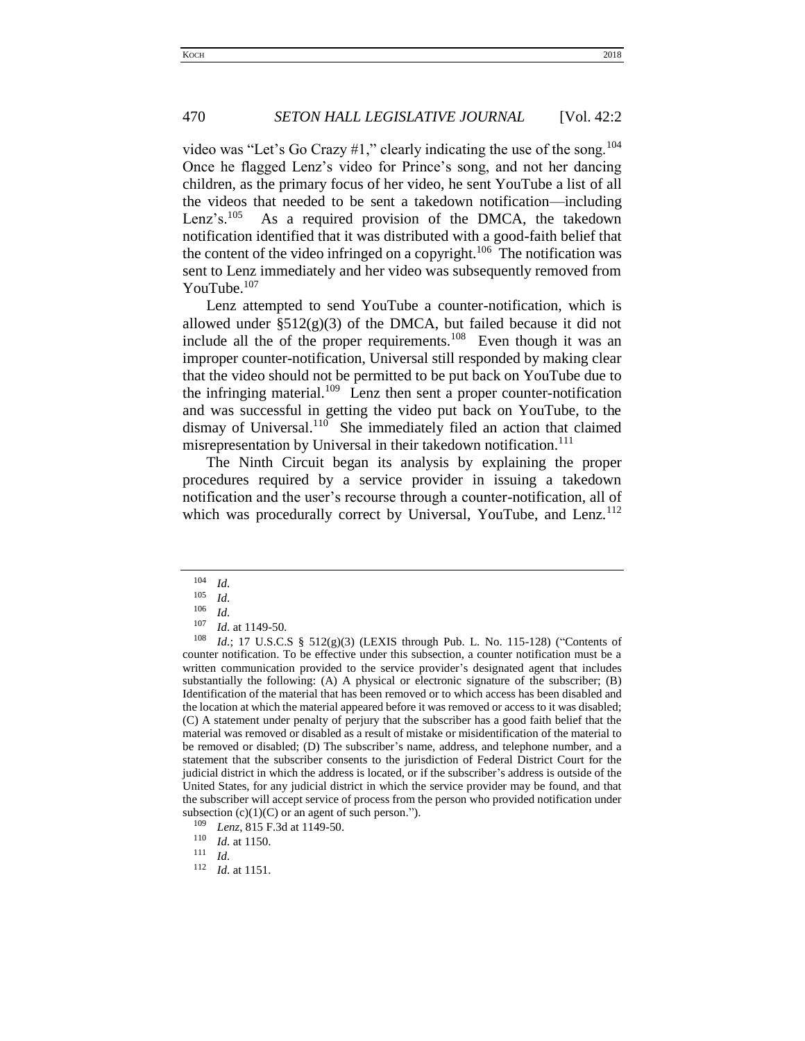video was "Let's Go Crazy #1," clearly indicating the use of the song.[104] Once he flagged Lenz's video for Prince's song, and not her dancing children, as the primary focus of her video, he sent YouTube a list of all the videos that needed to be sent a takedown notification—including Lenz's.[105] As a required provision of the DMCA, the takedown notification identified that it was distributed with a good-faith belief that the content of the video infringed on a copyright.[106] The notification was sent to Lenz immediately and her video was subsequently removed from YouTube.[107]

Lenz attempted to send YouTube a counter-notification, which is allowed under §512(g)(3) of the DMCA, but failed because it did not include all the of the proper requirements.[108] Even though it was an improper counter-notification, Universal still responded by making clear that the video should not be permitted to be put back on YouTube due to the infringing material.[109] Lenz then sent a proper counter-notification and was successful in getting the video put back on YouTube, to the dismay of Universal.[110] She immediately filed an action that claimed misrepresentation by Universal in their takedown notification.[111]

The Ninth Circuit began its analysis by explaining the proper procedures required by a service provider in issuing a takedown notification and the user's recourse through a counter-notification, all of which was procedurally correct by Universal, YouTube, and Lenz.[112]

---

[104] *Id.*

[105] *Id.*

[106] *Id.*

[107] *Id.* at 1149-50.

[108] *Id.*; 17 U.S.C.S § 512(g)(3) (LEXIS through Pub. L. No. 115-128) ("Contents of counter notification. To be effective under this subsection, a counter notification must be a written communication provided to the service provider's designated agent that includes substantially the following: (A) A physical or electronic signature of the subscriber; (B) Identification of the material that has been removed or to which access has been disabled and the location at which the material appeared before it was removed or access to it was disabled; (C) A statement under penalty of perjury that the subscriber has a good faith belief that the material was removed or disabled as a result of mistake or misidentification of the material to be removed or disabled; (D) The subscriber's name, address, and telephone number, and a statement that the subscriber consents to the jurisdiction of Federal District Court for the judicial district in which the address is located, or if the subscriber's address is outside of the United States, for any judicial district in which the service provider may be found, and that the subscriber will accept service of process from the person who provided notification under subsection (c)(1)(C) or an agent of such person.").

[109] *Lenz*, 815 F.3d at 1149-50.

[110] *Id.* at 1150.

[111] *Id.*

[112] *Id.* at 1151.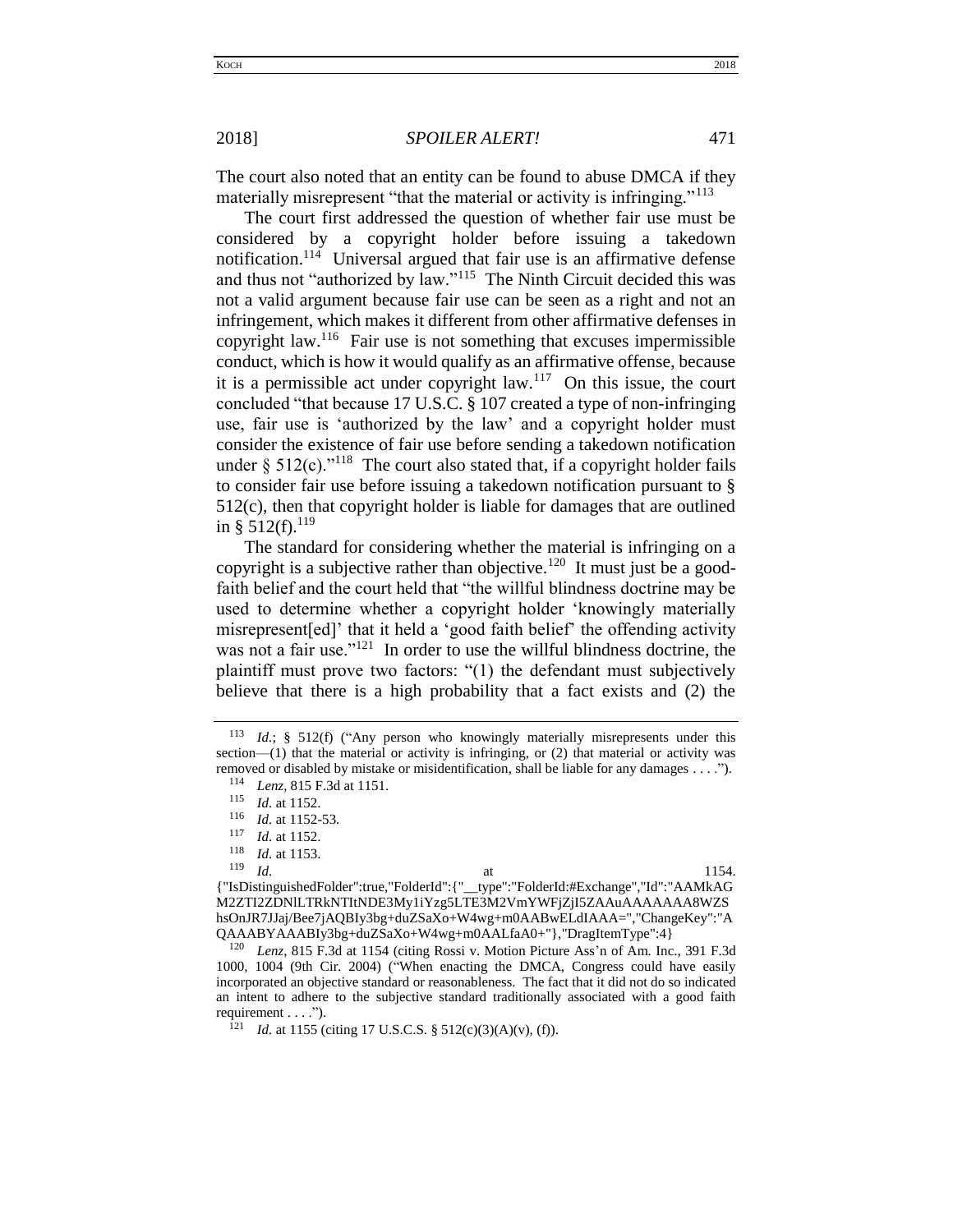The court also noted that an entity can be found to abuse DMCA if they materially misrepresent "that the material or activity is infringing."[113]

The court first addressed the question of whether fair use must be considered by a copyright holder before issuing a takedown notification.[114] Universal argued that fair use is an affirmative defense and thus not "authorized by law."[115] The Ninth Circuit decided this was not a valid argument because fair use can be seen as a right and not an infringement, which makes it different from other affirmative defenses in copyright law.[116] Fair use is not something that excuses impermissible conduct, which is how it would qualify as an affirmative offense, because it is a permissible act under copyright law.[117] On this issue, the court concluded "that because 17 U.S.C. § 107 created a type of non-infringing use, fair use is 'authorized by the law' and a copyright holder must consider the existence of fair use before sending a takedown notification under § 512(c)."[118] The court also stated that, if a copyright holder fails to consider fair use before issuing a takedown notification pursuant to § 512(c), then that copyright holder is liable for damages that are outlined in § 512(f).[119]

The standard for considering whether the material is infringing on a copyright is a subjective rather than objective.[120] It must just be a good-faith belief and the court held that "the willful blindness doctrine may be used to determine whether a copyright holder 'knowingly materially misrepresent[ed]' that it held a 'good faith belief' the offending activity was not a fair use."[121] In order to use the willful blindness doctrine, the plaintiff must prove two factors: "(1) the defendant must subjectively believe that there is a high probability that a fact exists and (2) the

---

[113] *Id.*; § 512(f) ("Any person who knowingly materially misrepresents under this section—(1) that the material or activity is infringing, or (2) that material or activity was removed or disabled by mistake or misidentification, shall be liable for any damages . . . .").

[114] *Lenz*, 815 F.3d at 1151.

[115] *Id.* at 1152.

[116] *Id.* at 1152-53.

[117] *Id.* at 1152.

[118] *Id.* at 1153.

[119] *Id.* at 1154. {"IsDistinguishedFolder":true,"FolderId":{"__type":"FolderId:#Exchange","Id":"AAMkAGM2ZTI2ZDNlLTRkNTItNDE3My1iYzg5LTE3M2VmYWFjZjI5ZAAuAAAAAAA8WZShsOnJR7JJaj/Bee7jAQBIy3bg+duZSaXo+W4wg+m0AABwELdIAAA=","ChangeKey":"AQAAABYAAABIy3bg+duZSaXo+W4wg+m0AALfaA0+"},"DragItemType":4}

[120] *Lenz*, 815 F.3d at 1154 (citing Rossi v. Motion Picture Ass'n of Am. Inc., 391 F.3d 1000, 1004 (9th Cir. 2004) ("When enacting the DMCA, Congress could have easily incorporated an objective standard or reasonableness. The fact that it did not do so indicated an intent to adhere to the subjective standard traditionally associated with a good faith requirement . . . .").

[121] *Id.* at 1155 (citing 17 U.S.C.S. § 512(c)(3)(A)(v), (f)).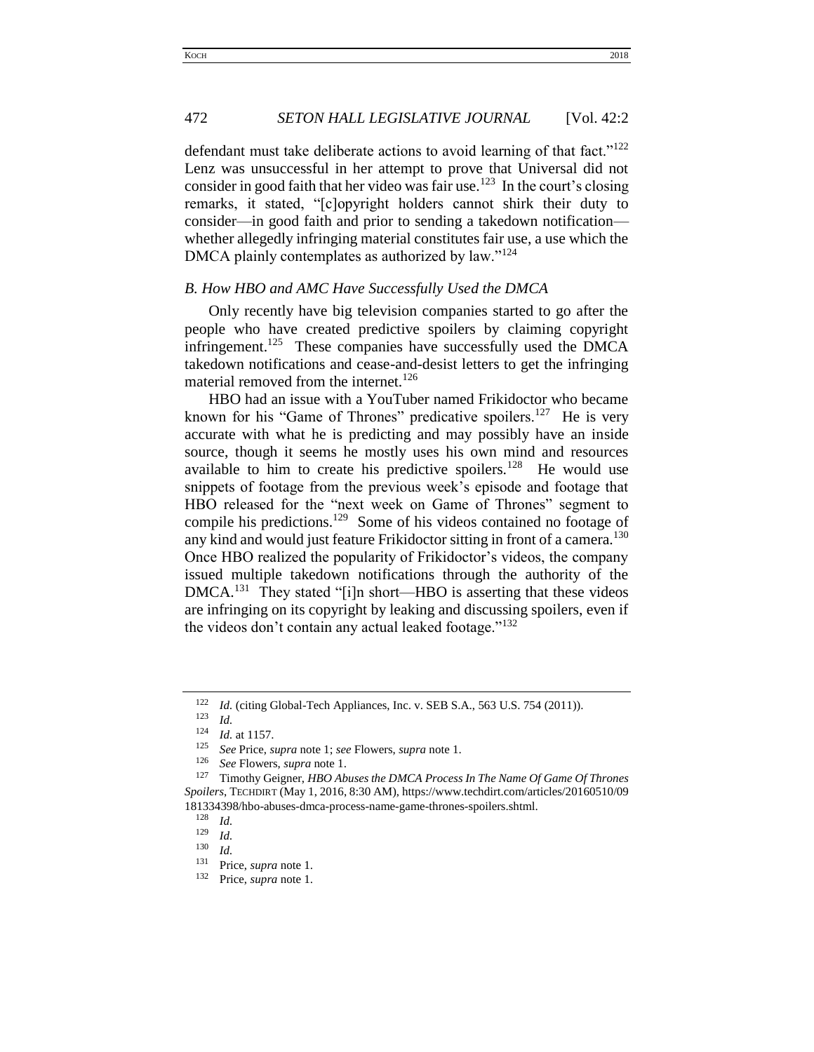defendant must take deliberate actions to avoid learning of that fact."[122] Lenz was unsuccessful in her attempt to prove that Universal did not consider in good faith that her video was fair use.[123] In the court's closing remarks, it stated, "[c]opyright holders cannot shirk their duty to consider—in good faith and prior to sending a takedown notification—whether allegedly infringing material constitutes fair use, a use which the DMCA plainly contemplates as authorized by law."[124]

### *B. How HBO and AMC Have Successfully Used the DMCA*

Only recently have big television companies started to go after the people who have created predictive spoilers by claiming copyright infringement.[125] These companies have successfully used the DMCA takedown notifications and cease-and-desist letters to get the infringing material removed from the internet.[126]

HBO had an issue with a YouTuber named Frikidoctor who became known for his "Game of Thrones" predicative spoilers.[127] He is very accurate with what he is predicting and may possibly have an inside source, though it seems he mostly uses his own mind and resources available to him to create his predictive spoilers.[128] He would use snippets of footage from the previous week's episode and footage that HBO released for the "next week on Game of Thrones" segment to compile his predictions.[129] Some of his videos contained no footage of any kind and would just feature Frikidoctor sitting in front of a camera.[130] Once HBO realized the popularity of Frikidoctor's videos, the company issued multiple takedown notifications through the authority of the DMCA.[131] They stated "[i]n short—HBO is asserting that these videos are infringing on its copyright by leaking and discussing spoilers, even if the videos don't contain any actual leaked footage."[132]

---

[122] *Id.* (citing Global-Tech Appliances, Inc. v. SEB S.A., 563 U.S. 754 (2011)).

[123] *Id.*

[124] *Id.* at 1157.

[125] *See* Price, *supra* note 1; *see* Flowers, *supra* note 1.

[126] *See* Flowers, *supra* note 1.

[127] Timothy Geigner, *HBO Abuses the DMCA Process In The Name Of Game Of Thrones Spoilers*, TECHDIRT (May 1, 2016, 8:30 AM), https://www.techdirt.com/articles/20160510/09181334398/hbo-abuses-dmca-process-name-game-thrones-spoilers.shtml.

[128] *Id.*

[129] *Id.*

[130] *Id.*

[131] Price, *supra* note 1.

[132] Price, *supra* note 1.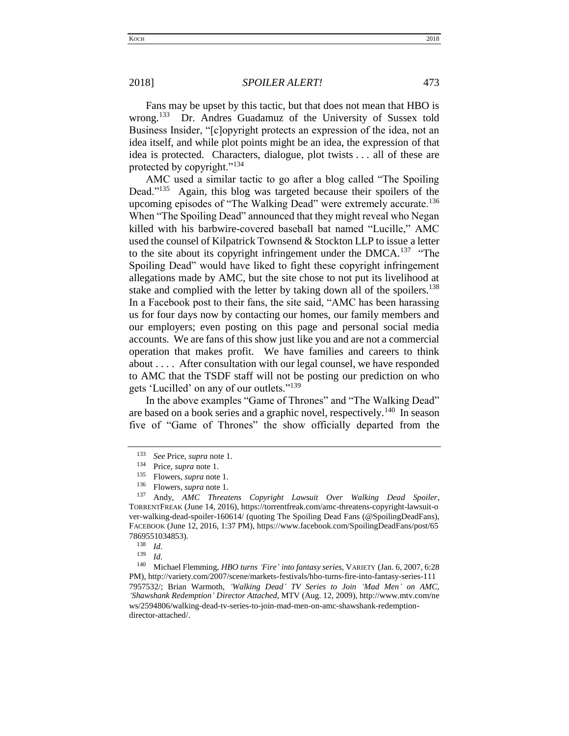Fans may be upset by this tactic, but that does not mean that HBO is wrong.[133] Dr. Andres Guadamuz of the University of Sussex told Business Insider, "[c]opyright protects an expression of the idea, not an idea itself, and while plot points might be an idea, the expression of that idea is protected. Characters, dialogue, plot twists . . . all of these are protected by copyright."[134]

AMC used a similar tactic to go after a blog called "The Spoiling Dead."[135] Again, this blog was targeted because their spoilers of the upcoming episodes of "The Walking Dead" were extremely accurate.[136] When "The Spoiling Dead" announced that they might reveal who Negan killed with his barbwire-covered baseball bat named "Lucille," AMC used the counsel of Kilpatrick Townsend & Stockton LLP to issue a letter to the site about its copyright infringement under the DMCA.[137] "The Spoiling Dead" would have liked to fight these copyright infringement allegations made by AMC, but the site chose to not put its livelihood at stake and complied with the letter by taking down all of the spoilers.[138] In a Facebook post to their fans, the site said, "AMC has been harassing us for four days now by contacting our homes, our family members and our employers; even posting on this page and personal social media accounts. We are fans of this show just like you and are not a commercial operation that makes profit. We have families and careers to think about . . . . After consultation with our legal counsel, we have responded to AMC that the TSDF staff will not be posting our prediction on who gets 'Lucilled' on any of our outlets."[139]

In the above examples "Game of Thrones" and "The Walking Dead" are based on a book series and a graphic novel, respectively.[140] In season five of "Game of Thrones" the show officially departed from the

---

[133] *See* Price, *supra* note 1.

[134] Price, *supra* note 1.

[135] Flowers, *supra* note 1.

[136] Flowers, *supra* note 1.

[137] Andy, *AMC Threatens Copyright Lawsuit Over Walking Dead Spoiler*, TORRENTFREAK (June 14, 2016), https://torrentfreak.com/amc-threatens-copyright-lawsuit-over-walking-dead-spoiler-160614/ (quoting The Spoiling Dead Fans (@SpoilingDeadFans), FACEBOOK (June 12, 2016, 1:37 PM), https://www.facebook.com/SpoilingDeadFans/post/657869551034853).

[138] *Id.*

[139] *Id.*

[140] Michael Flemming, *HBO turns 'Fire' into fantasy series*, VARIETY (Jan. 6, 2007, 6:28 PM), http://variety.com/2007/scene/markets-festivals/hbo-turns-fire-into-fantasy-series-1117957532/; Brian Warmoth, *'Walking Dead' TV Series to Join 'Mad Men' on AMC, 'Shawshank Redemption' Director Attached*, MTV (Aug. 12, 2009), http://www.mtv.com/news/2594806/walking-dead-tv-series-to-join-mad-men-on-amc-shawshank-redemption-director-attached/.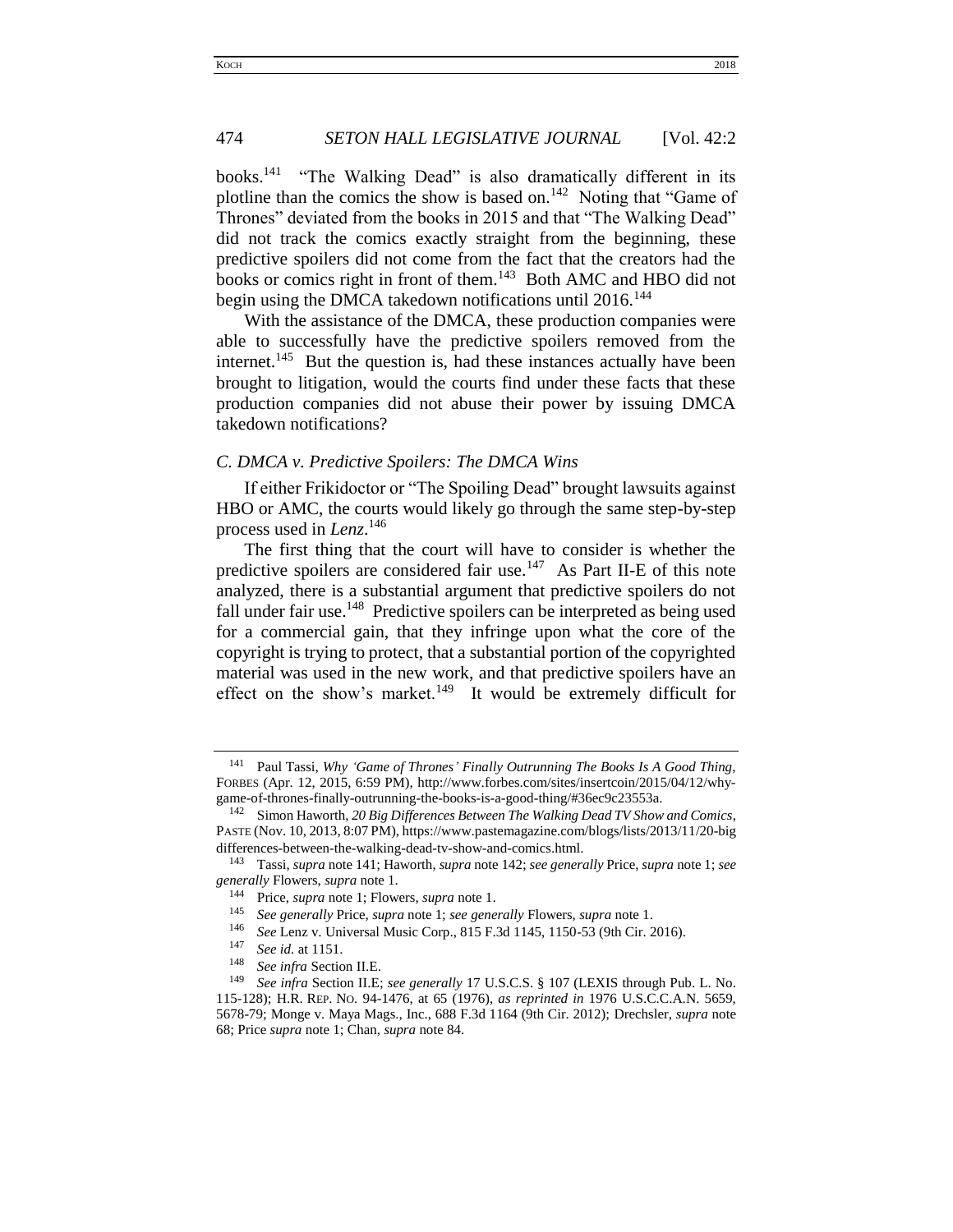books.[141] "The Walking Dead" is also dramatically different in its plotline than the comics the show is based on.[142] Noting that "Game of Thrones" deviated from the books in 2015 and that "The Walking Dead" did not track the comics exactly straight from the beginning, these predictive spoilers did not come from the fact that the creators had the books or comics right in front of them.[143] Both AMC and HBO did not begin using the DMCA takedown notifications until 2016.[144]

With the assistance of the DMCA, these production companies were able to successfully have the predictive spoilers removed from the internet.[145] But the question is, had these instances actually have been brought to litigation, would the courts find under these facts that these production companies did not abuse their power by issuing DMCA takedown notifications?

### *C. DMCA v. Predictive Spoilers: The DMCA Wins*

If either Frikidoctor or "The Spoiling Dead" brought lawsuits against HBO or AMC, the courts would likely go through the same step-by-step process used in *Lenz*.[146]

The first thing that the court will have to consider is whether the predictive spoilers are considered fair use.[147] As Part II-E of this note analyzed, there is a substantial argument that predictive spoilers do not fall under fair use.[148] Predictive spoilers can be interpreted as being used for a commercial gain, that they infringe upon what the core of the copyright is trying to protect, that a substantial portion of the copyrighted material was used in the new work, and that predictive spoilers have an effect on the show's market.[149] It would be extremely difficult for

---

[141] Paul Tassi, *Why 'Game of Thrones' Finally Outrunning The Books Is A Good Thing*, FORBES (Apr. 12, 2015, 6:59 PM), http://www.forbes.com/sites/insertcoin/2015/04/12/why-game-of-thrones-finally-outrunning-the-books-is-a-good-thing/#36ec9c23553a.

[142] Simon Haworth, *20 Big Differences Between The Walking Dead TV Show and Comics*, PASTE (Nov. 10, 2013, 8:07 PM), https://www.pastemagazine.com/blogs/lists/2013/11/20-big differences-between-the-walking-dead-tv-show-and-comics.html.

[143] Tassi, *supra* note 141; Haworth, *supra* note 142; *see generally* Price, *supra* note 1; *see generally* Flowers, *supra* note 1.

[144] Price, *supra* note 1; Flowers, *supra* note 1.

[145] *See generally* Price, *supra* note 1; *see generally* Flowers, *supra* note 1.

[146] *See* Lenz v. Universal Music Corp., 815 F.3d 1145, 1150-53 (9th Cir. 2016).

[147] *See id.* at 1151.

[148] *See infra* Section II.E.

[149] *See infra* Section II.E; *see generally* 17 U.S.C.S. § 107 (LEXIS through Pub. L. No. 115-128); H.R. REP. NO. 94-1476, at 65 (1976), *as reprinted in* 1976 U.S.C.C.A.N. 5659, 5678-79; Monge v. Maya Mags., Inc., 688 F.3d 1164 (9th Cir. 2012); Drechsler, *supra* note 68; Price *supra* note 1; Chan, *supra* note 84.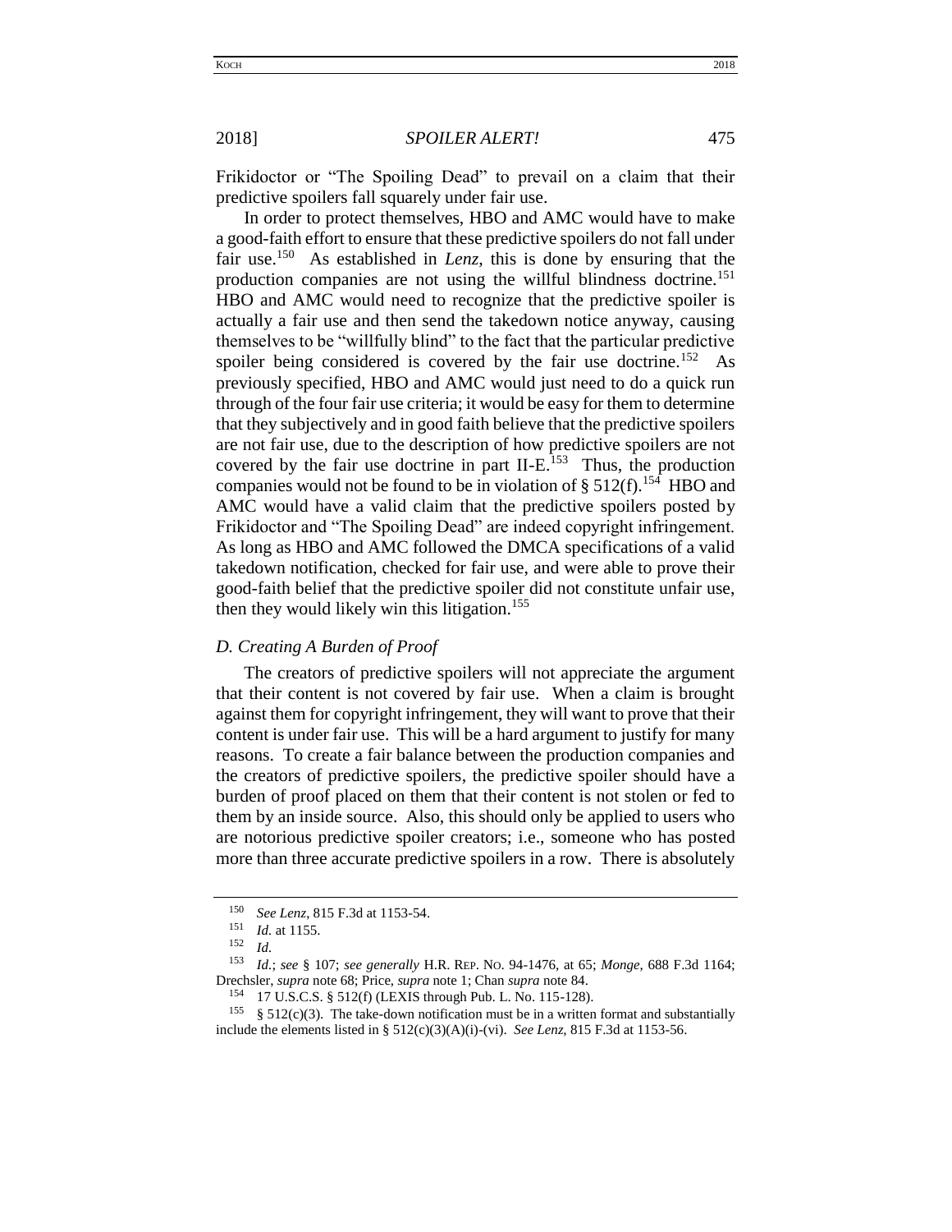Frikidoctor or "The Spoiling Dead" to prevail on a claim that their predictive spoilers fall squarely under fair use.

In order to protect themselves, HBO and AMC would have to make a good-faith effort to ensure that these predictive spoilers do not fall under fair use.[150] As established in *Lenz*, this is done by ensuring that the production companies are not using the willful blindness doctrine.[151] HBO and AMC would need to recognize that the predictive spoiler is actually a fair use and then send the takedown notice anyway, causing themselves to be "willfully blind" to the fact that the particular predictive spoiler being considered is covered by the fair use doctrine.[152] As previously specified, HBO and AMC would just need to do a quick run through of the four fair use criteria; it would be easy for them to determine that they subjectively and in good faith believe that the predictive spoilers are not fair use, due to the description of how predictive spoilers are not covered by the fair use doctrine in part II-E.[153] Thus, the production companies would not be found to be in violation of § 512(f).[154] HBO and AMC would have a valid claim that the predictive spoilers posted by Frikidoctor and "The Spoiling Dead" are indeed copyright infringement. As long as HBO and AMC followed the DMCA specifications of a valid takedown notification, checked for fair use, and were able to prove their good-faith belief that the predictive spoiler did not constitute unfair use, then they would likely win this litigation.[155]

### *D. Creating A Burden of Proof*

The creators of predictive spoilers will not appreciate the argument that their content is not covered by fair use. When a claim is brought against them for copyright infringement, they will want to prove that their content is under fair use. This will be a hard argument to justify for many reasons. To create a fair balance between the production companies and the creators of predictive spoilers, the predictive spoiler should have a burden of proof placed on them that their content is not stolen or fed to them by an inside source. Also, this should only be applied to users who are notorious predictive spoiler creators; i.e., someone who has posted more than three accurate predictive spoilers in a row. There is absolutely

---

[150] *See Lenz*, 815 F.3d at 1153-54.

[151] *Id.* at 1155.

[152] *Id.*

[153] *Id.*; *see* § 107; *see generally* H.R. REP. NO. 94-1476, at 65; *Monge*, 688 F.3d 1164; Drechsler, *supra* note 68; Price, *supra* note 1; Chan *supra* note 84.

[154] 17 U.S.C.S. § 512(f) (LEXIS through Pub. L. No. 115-128).

[155] § 512(c)(3). The take-down notification must be in a written format and substantially include the elements listed in § 512(c)(3)(A)(i)-(vi). *See Lenz*, 815 F.3d at 1153-56.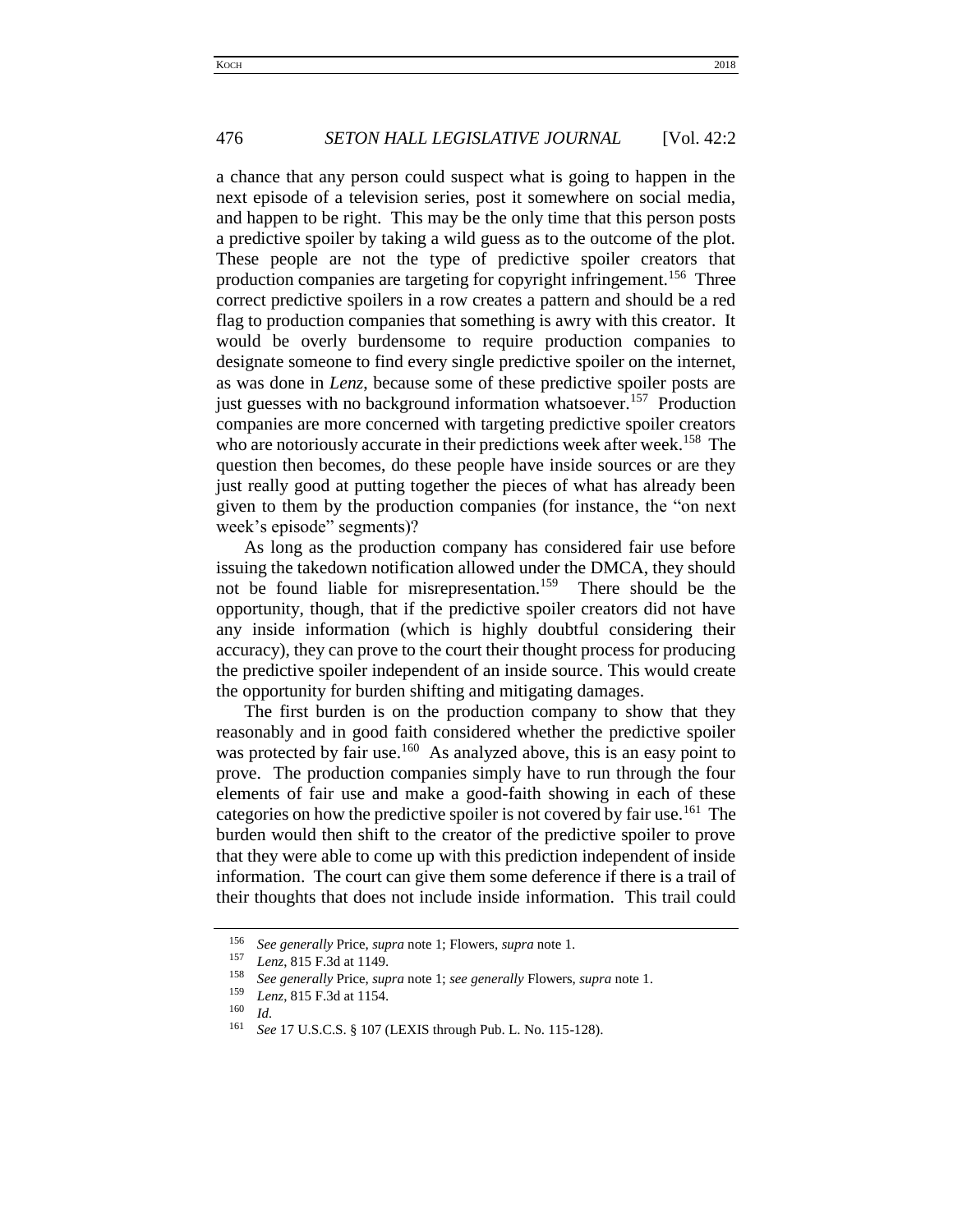a chance that any person could suspect what is going to happen in the next episode of a television series, post it somewhere on social media, and happen to be right. This may be the only time that this person posts a predictive spoiler by taking a wild guess as to the outcome of the plot. These people are not the type of predictive spoiler creators that production companies are targeting for copyright infringement.[156] Three correct predictive spoilers in a row creates a pattern and should be a red flag to production companies that something is awry with this creator. It would be overly burdensome to require production companies to designate someone to find every single predictive spoiler on the internet, as was done in *Lenz*, because some of these predictive spoiler posts are just guesses with no background information whatsoever.[157] Production companies are more concerned with targeting predictive spoiler creators who are notoriously accurate in their predictions week after week.[158] The question then becomes, do these people have inside sources or are they just really good at putting together the pieces of what has already been given to them by the production companies (for instance, the "on next week's episode" segments)?

As long as the production company has considered fair use before issuing the takedown notification allowed under the DMCA, they should not be found liable for misrepresentation.[159] There should be the opportunity, though, that if the predictive spoiler creators did not have any inside information (which is highly doubtful considering their accuracy), they can prove to the court their thought process for producing the predictive spoiler independent of an inside source. This would create the opportunity for burden shifting and mitigating damages.

The first burden is on the production company to show that they reasonably and in good faith considered whether the predictive spoiler was protected by fair use.[160] As analyzed above, this is an easy point to prove. The production companies simply have to run through the four elements of fair use and make a good-faith showing in each of these categories on how the predictive spoiler is not covered by fair use.[161] The burden would then shift to the creator of the predictive spoiler to prove that they were able to come up with this prediction independent of inside information. The court can give them some deference if there is a trail of their thoughts that does not include inside information. This trail could

---

[156] *See generally* Price, *supra* note 1; Flowers, *supra* note 1.

[157] *Lenz*, 815 F.3d at 1149.

[158] *See generally* Price, *supra* note 1; *see generally* Flowers, *supra* note 1.

[159] *Lenz*, 815 F.3d at 1154.

[160] *Id.*

[161] *See* 17 U.S.C.S. § 107 (LEXIS through Pub. L. No. 115-128).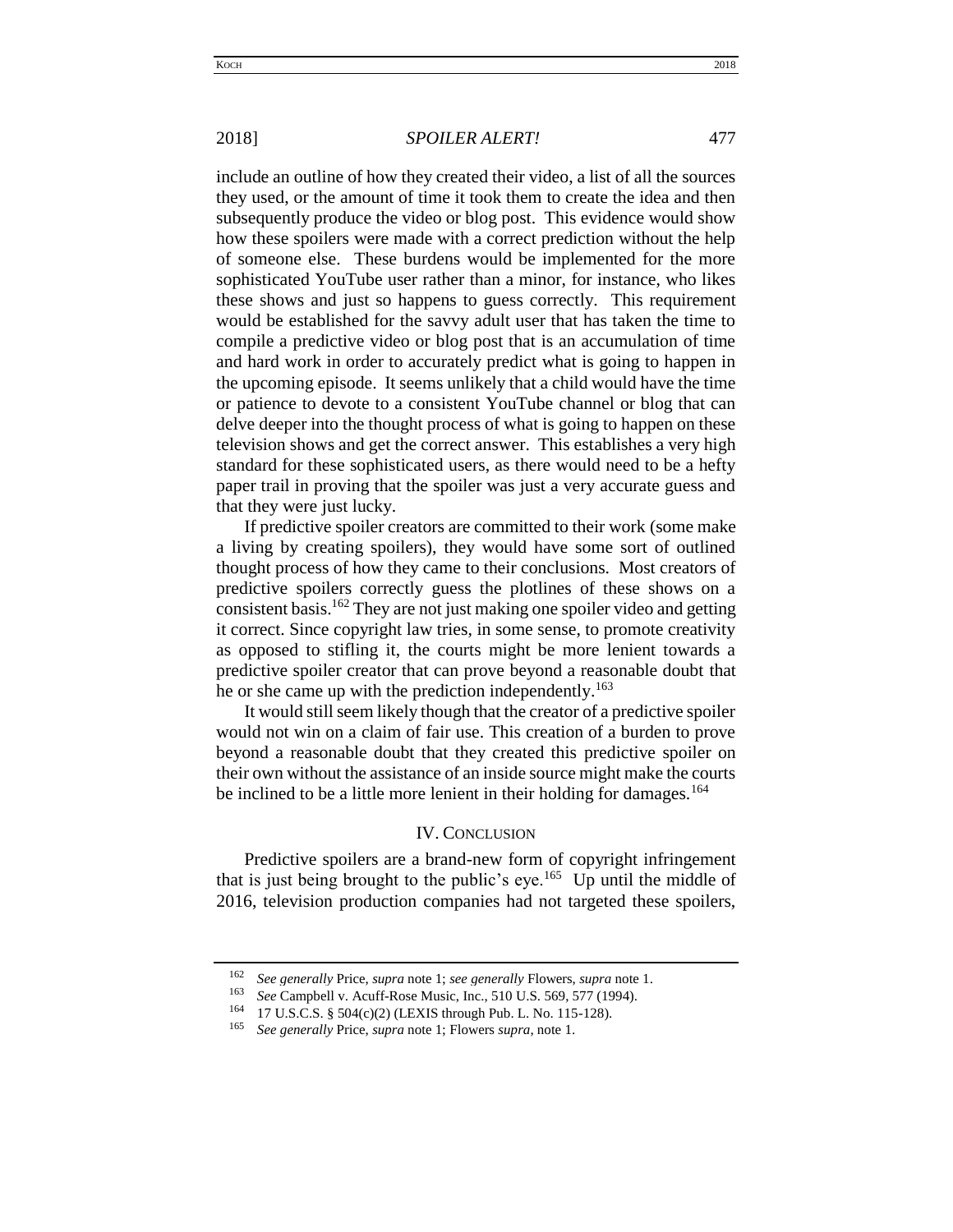include an outline of how they created their video, a list of all the sources they used, or the amount of time it took them to create the idea and then subsequently produce the video or blog post. This evidence would show how these spoilers were made with a correct prediction without the help of someone else. These burdens would be implemented for the more sophisticated YouTube user rather than a minor, for instance, who likes these shows and just so happens to guess correctly. This requirement would be established for the savvy adult user that has taken the time to compile a predictive video or blog post that is an accumulation of time and hard work in order to accurately predict what is going to happen in the upcoming episode. It seems unlikely that a child would have the time or patience to devote to a consistent YouTube channel or blog that can delve deeper into the thought process of what is going to happen on these television shows and get the correct answer. This establishes a very high standard for these sophisticated users, as there would need to be a hefty paper trail in proving that the spoiler was just a very accurate guess and that they were just lucky.

If predictive spoiler creators are committed to their work (some make a living by creating spoilers), they would have some sort of outlined thought process of how they came to their conclusions. Most creators of predictive spoilers correctly guess the plotlines of these shows on a consistent basis.[162] They are not just making one spoiler video and getting it correct. Since copyright law tries, in some sense, to promote creativity as opposed to stifling it, the courts might be more lenient towards a predictive spoiler creator that can prove beyond a reasonable doubt that he or she came up with the prediction independently.[163]

It would still seem likely though that the creator of a predictive spoiler would not win on a claim of fair use. This creation of a burden to prove beyond a reasonable doubt that they created this predictive spoiler on their own without the assistance of an inside source might make the courts be inclined to be a little more lenient in their holding for damages.[164]

## IV. Conclusion

Predictive spoilers are a brand-new form of copyright infringement that is just being brought to the public's eye.[165] Up until the middle of 2016, television production companies had not targeted these spoilers,

---

[162] *See generally* Price, *supra* note 1; *see generally* Flowers, *supra* note 1.

[163] *See* Campbell v. Acuff-Rose Music, Inc., 510 U.S. 569, 577 (1994).

[164] 17 U.S.C.S. § 504(c)(2) (LEXIS through Pub. L. No. 115-128).

[165] *See generally* Price, *supra* note 1; Flowers *supra*, note 1.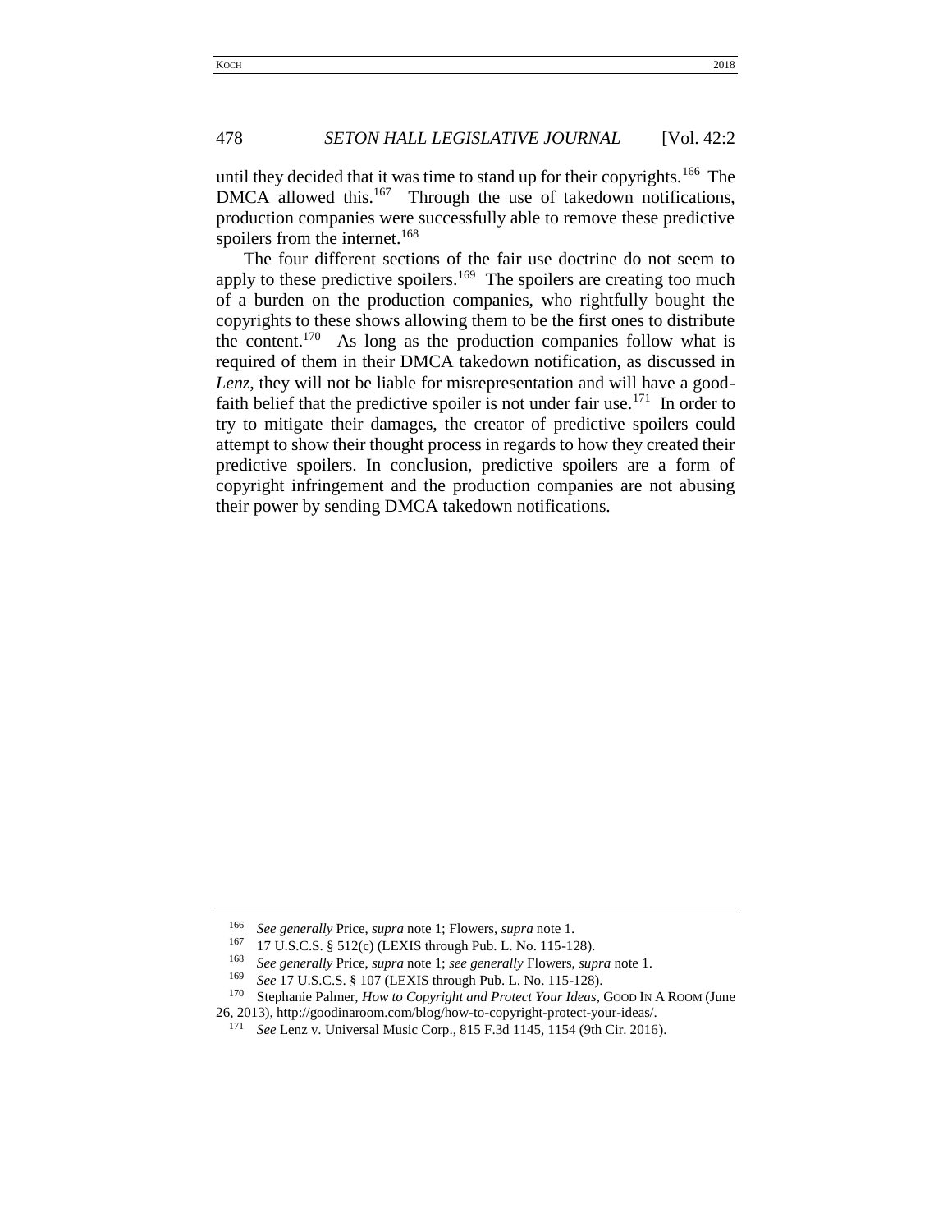until they decided that it was time to stand up for their copyrights.[166] The DMCA allowed this.[167] Through the use of takedown notifications, production companies were successfully able to remove these predictive spoilers from the internet.[168]

The four different sections of the fair use doctrine do not seem to apply to these predictive spoilers.[169] The spoilers are creating too much of a burden on the production companies, who rightfully bought the copyrights to these shows allowing them to be the first ones to distribute the content.[170] As long as the production companies follow what is required of them in their DMCA takedown notification, as discussed in *Lenz*, they will not be liable for misrepresentation and will have a good-faith belief that the predictive spoiler is not under fair use.[171] In order to try to mitigate their damages, the creator of predictive spoilers could attempt to show their thought process in regards to how they created their predictive spoilers. In conclusion, predictive spoilers are a form of copyright infringement and the production companies are not abusing their power by sending DMCA takedown notifications.

---

[166] *See generally* Price, *supra* note 1; Flowers, *supra* note 1.

[167] 17 U.S.C.S. § 512(c) (LEXIS through Pub. L. No. 115-128).

[168] *See generally* Price, *supra* note 1; *see generally* Flowers, *supra* note 1.

[169] *See* 17 U.S.C.S. § 107 (LEXIS through Pub. L. No. 115-128).

[170] Stephanie Palmer, *How to Copyright and Protect Your Ideas*, GOOD IN A ROOM (June 26, 2013), http://goodinaroom.com/blog/how-to-copyright-protect-your-ideas/.

[171] *See* Lenz v. Universal Music Corp., 815 F.3d 1145, 1154 (9th Cir. 2016).